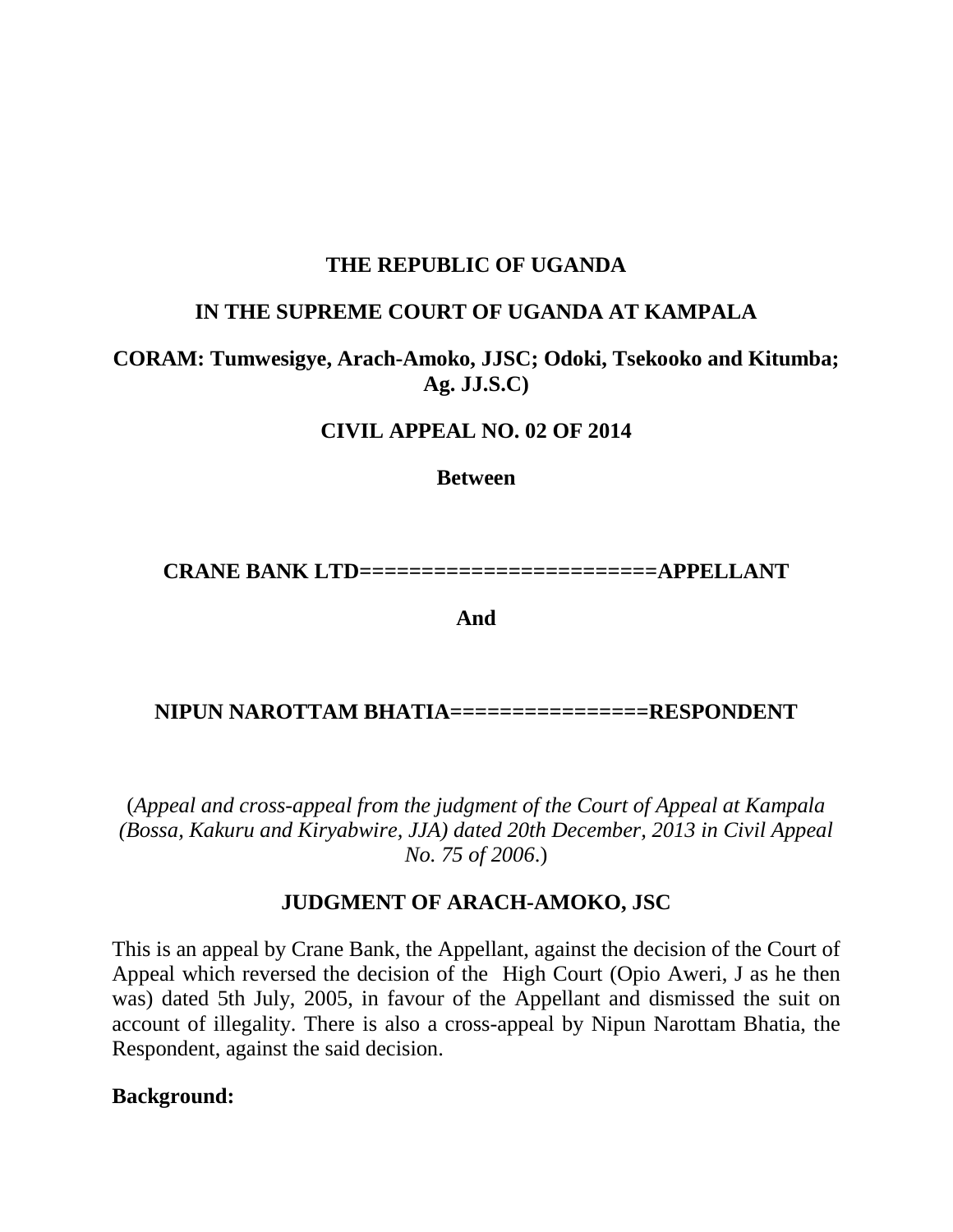**THE REPUBLIC OF UGANDA**

**IN THE SUPREME COURT OF UGANDA AT KAMPALA**

**CORAM: Tumwesigye, Arach-Amoko, JJSC; Odoki, Tsekooko and Kitumba; Ag. JJ.S.C)**

**CIVIL APPEAL NO. 02 OF 2014**

**Between**

**CRANE BANK LTD=======================APPELLANT**

**And**

**NIPUN NAROTTAM BHATIA================RESPONDENT**

(*Appeal and cross-appeal from the judgment of the Court of Appeal at Kampala (Bossa, Kakuru and Kiryabwire, JJA) dated 20th December, 2013 in Civil Appeal No. 75 of 2006*.)

**JUDGMENT OF ARACH-AMOKO, JSC**

This is an appeal by Crane Bank, the Appellant, against the decision of the Court of Appeal which reversed the decision of the High Court (Opio Aweri, J as he then was) dated 5th July, 2005, in favour of the Appellant and dismissed the suit on account of illegality. There is also a cross-appeal by Nipun Narottam Bhatia, the Respondent, against the said decision.

**Background:**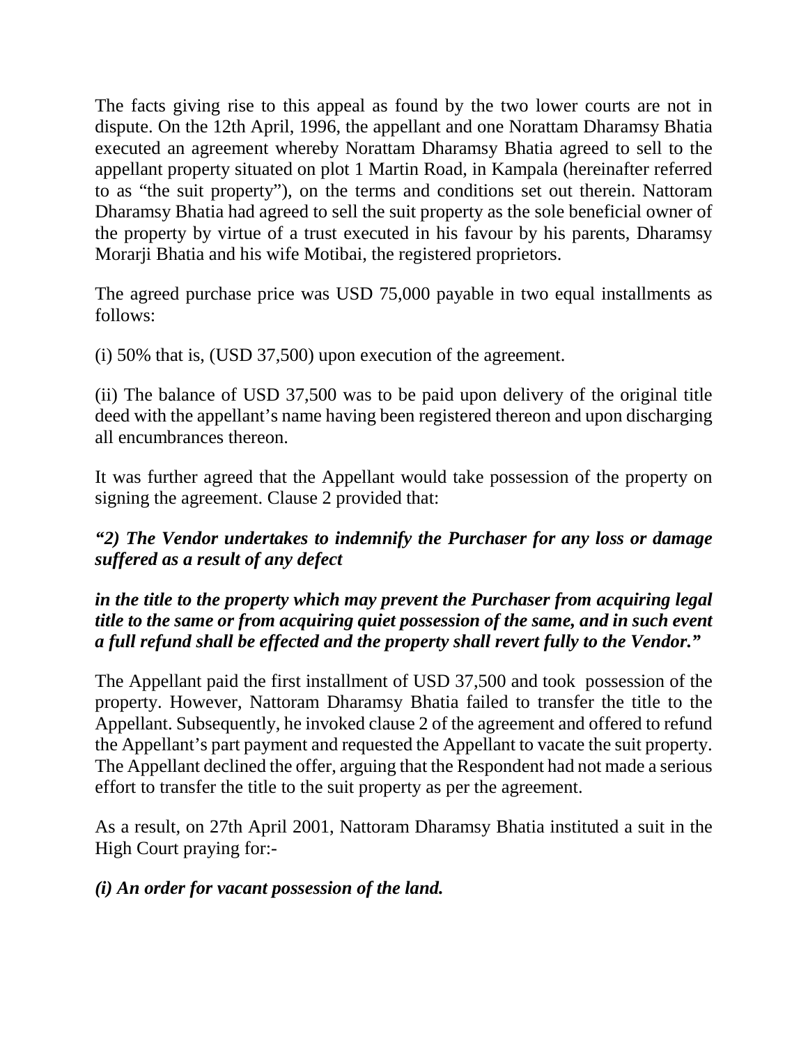The facts giving rise to this appeal as found by the two lower courts are not in dispute. On the 12th April, 1996, the appellant and one Norattam Dharamsy Bhatia executed an agreement whereby Norattam Dharamsy Bhatia agreed to sell to the appellant property situated on plot 1 Martin Road, in Kampala (hereinafter referred to as "the suit property"), on the terms and conditions set out therein. Nattoram Dharamsy Bhatia had agreed to sell the suit property as the sole beneficial owner of the property by virtue of a trust executed in his favour by his parents, Dharamsy Morarji Bhatia and his wife Motibai, the registered proprietors.

The agreed purchase price was USD 75,000 payable in two equal installments as follows:

(i) 50% that is, (USD 37,500) upon execution of the agreement.

(ii) The balance of USD 37,500 was to be paid upon delivery of the original title deed with the appellant's name having been registered thereon and upon discharging all encumbrances thereon.

It was further agreed that the Appellant would take possession of the property on signing the agreement. Clause 2 provided that:

***"2) The Vendor undertakes to indemnify the Purchaser for any loss or damage suffered as a result of any defect in the title to the property which may prevent the Purchaser from acquiring legal title to the same or from acquiring quiet possession of the same, and in such event a full refund shall be effected and the property shall revert fully to the Vendor."***

The Appellant paid the first installment of USD 37,500 and took possession of the property. However, Nattoram Dharamsy Bhatia failed to transfer the title to the Appellant. Subsequently, he invoked clause 2 of the agreement and offered to refund the Appellant's part payment and requested the Appellant to vacate the suit property. The Appellant declined the offer, arguing that the Respondent had not made a serious effort to transfer the title to the suit property as per the agreement.

As a result, on 27th April 2001, Nattoram Dharamsy Bhatia instituted a suit in the High Court praying for:-

***(i) An order for vacant possession of the land.***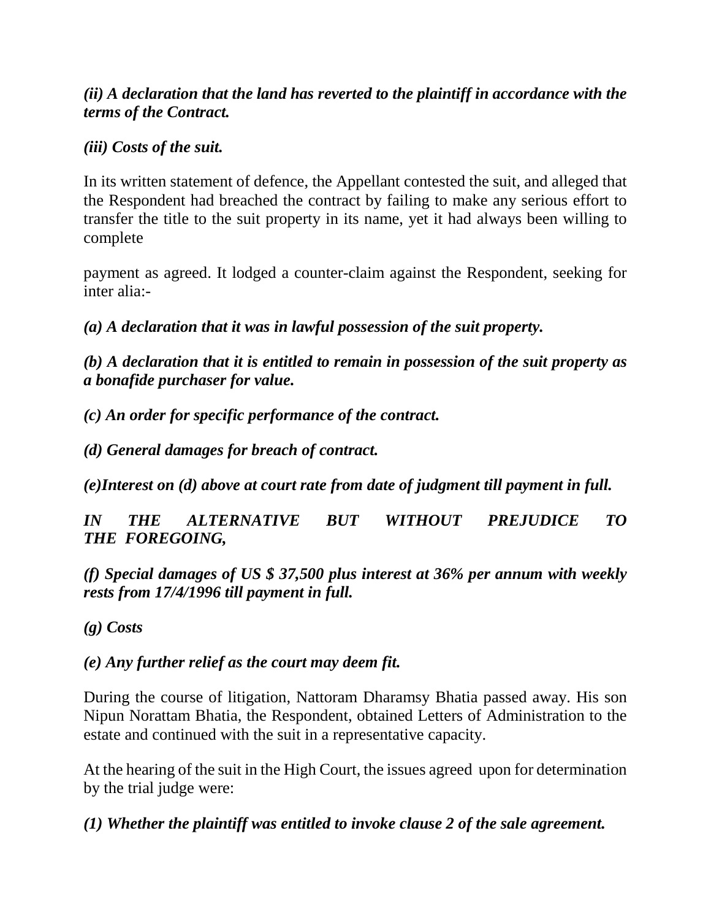*(ii) A declaration that the land has reverted to the plaintiff in accordance with the terms of the Contract.*

*(iii) Costs of the suit.*

In its written statement of defence, the Appellant contested the suit, and alleged that the Respondent had breached the contract by failing to make any serious effort to transfer the title to the suit property in its name, yet it had always been willing to complete

payment as agreed. It lodged a counter-claim against the Respondent, seeking for inter alia:-

***(a) A declaration that it was in lawful possession of the suit property.***

***(b) A declaration that it is entitled to remain in possession of the suit property as a bonafide purchaser for value.***

***(c) An order for specific performance of the contract.***

***(d) General damages for breach of contract.***

***(e)Interest on (d) above at court rate from date of judgment till payment in full.***

***IN THE ALTERNATIVE BUT WITHOUT PREJUDICE TO THE FOREGOING,***

***(f) Special damages of US $ 37,500 plus interest at 36% per annum with weekly rests from 17/4/1996 till payment in full.***

***(g) Costs***

***(e) Any further relief as the court may deem fit.***

During the course of litigation, Nattoram Dharamsy Bhatia passed away. His son Nipun Norattam Bhatia, the Respondent, obtained Letters of Administration to the estate and continued with the suit in a representative capacity.

At the hearing of the suit in the High Court, the issues agreed upon for determination by the trial judge were:

***(1) Whether the plaintiff was entitled to invoke clause 2 of the sale agreement.***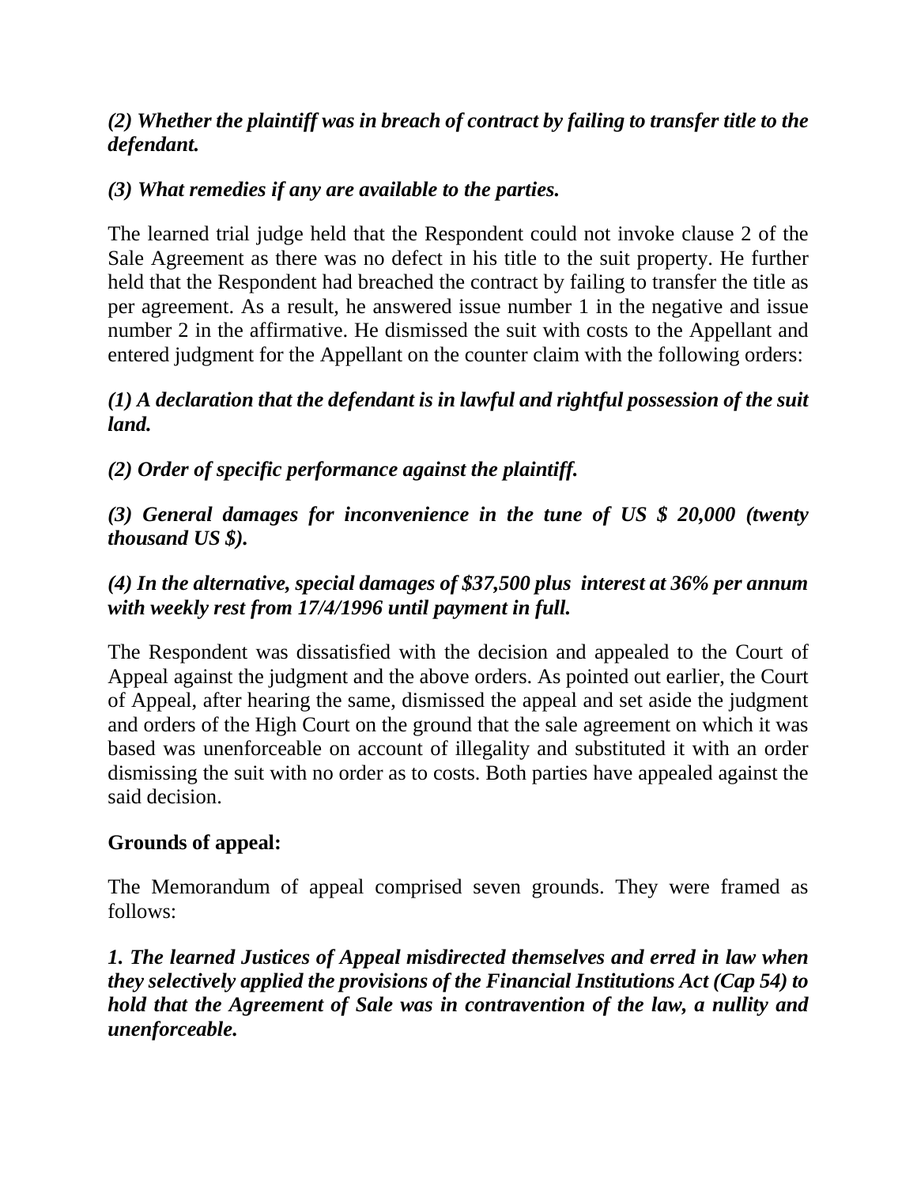***(2) Whether the plaintiff was in breach of contract by failing to transfer title to the defendant.***

***(3) What remedies if any are available to the parties.***

The learned trial judge held that the Respondent could not invoke clause 2 of the Sale Agreement as there was no defect in his title to the suit property. He further held that the Respondent had breached the contract by failing to transfer the title as per agreement. As a result, he answered issue number 1 in the negative and issue number 2 in the affirmative. He dismissed the suit with costs to the Appellant and entered judgment for the Appellant on the counter claim with the following orders:

***(1) A declaration that the defendant is in lawful and rightful possession of the suit land.***

***(2) Order of specific performance against the plaintiff.***

***(3) General damages for inconvenience in the tune of US $ 20,000 (twenty thousand US $).***

***(4) In the alternative, special damages of $37,500 plus interest at 36% per annum with weekly rest from 17/4/1996 until payment in full.***

The Respondent was dissatisfied with the decision and appealed to the Court of Appeal against the judgment and the above orders. As pointed out earlier, the Court of Appeal, after hearing the same, dismissed the appeal and set aside the judgment and orders of the High Court on the ground that the sale agreement on which it was based was unenforceable on account of illegality and substituted it with an order dismissing the suit with no order as to costs. Both parties have appealed against the said decision.

**Grounds of appeal:**

The Memorandum of appeal comprised seven grounds. They were framed as follows:

***1. The learned Justices of Appeal misdirected themselves and erred in law when they selectively applied the provisions of the Financial Institutions Act (Cap 54) to hold that the Agreement of Sale was in contravention of the law, a nullity and unenforceable.***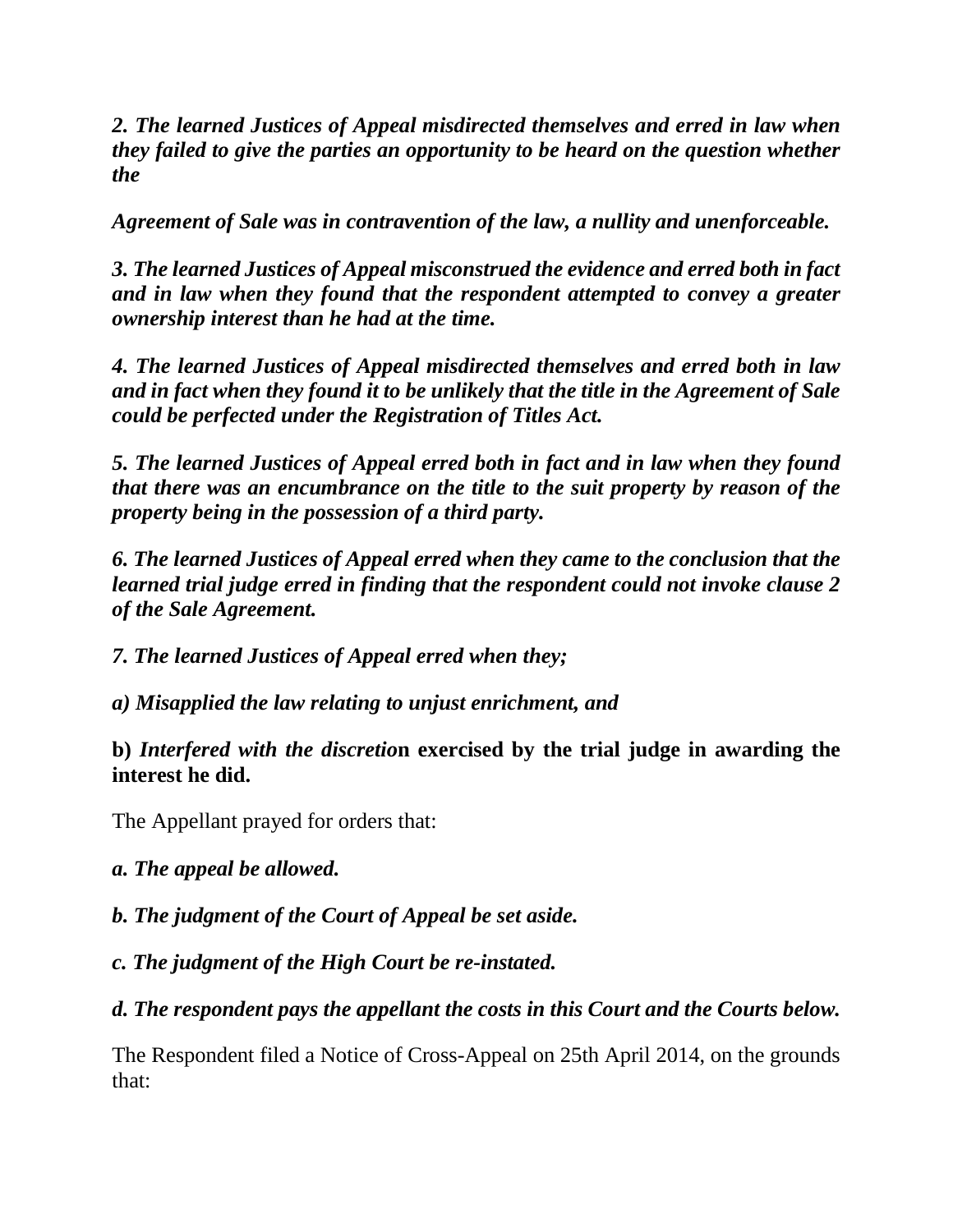*2. The learned Justices of Appeal misdirected themselves and erred in law when they failed to give the parties an opportunity to be heard on the question whether the*

*Agreement of Sale was in contravention of the law, a nullity and unenforceable.*

*3. The learned Justices of Appeal misconstrued the evidence and erred both in fact and in law when they found that the respondent attempted to convey a greater ownership interest than he had at the time.*

*4. The learned Justices of Appeal misdirected themselves and erred both in law and in fact when they found it to be unlikely that the title in the Agreement of Sale could be perfected under the Registration of Titles Act.*

*5. The learned Justices of Appeal erred both in fact and in law when they found that there was an encumbrance on the title to the suit property by reason of the property being in the possession of a third party.*

*6. The learned Justices of Appeal erred when they came to the conclusion that the learned trial judge erred in finding that the respondent could not invoke clause 2 of the Sale Agreement.*

*7. The learned Justices of Appeal erred when they;*

*a) Misapplied the law relating to unjust enrichment, and*

**b)** *Interfered with the discreti***on exercised by the trial judge in awarding the interest he did.**

The Appellant prayed for orders that:

*a. The appeal be allowed.*

*b. The judgment of the Court of Appeal be set aside.*

*c. The judgment of the High Court be re-instated.*

*d. The respondent pays the appellant the costs in this Court and the Courts below.*

The Respondent filed a Notice of Cross-Appeal on 25th April 2014, on the grounds that: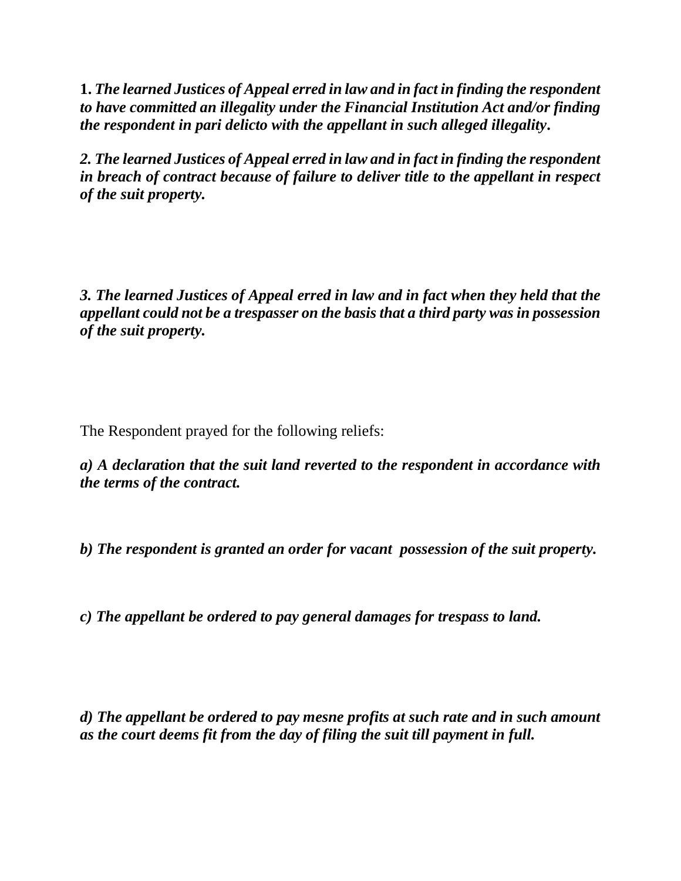**1.** ***The learned Justices of Appeal erred in law and in fact in finding the respondent to have committed an illegality under the Financial Institution Act and/or finding the respondent in pari delicto with the appellant in such alleged illegality.***

***2. The learned Justices of Appeal erred in law and in fact in finding the respondent in breach of contract because of failure to deliver title to the appellant in respect of the suit property.***

***3. The learned Justices of Appeal erred in law and in fact when they held that the appellant could not be a trespasser on the basis that a third party was in possession of the suit property.***

The Respondent prayed for the following reliefs:

***a) A declaration that the suit land reverted to the respondent in accordance with the terms of the contract.***

***b) The respondent is granted an order for vacant possession of the suit property.***

***c) The appellant be ordered to pay general damages for trespass to land.***

***d) The appellant be ordered to pay mesne profits at such rate and in such amount as the court deems fit from the day of filing the suit till payment in full.***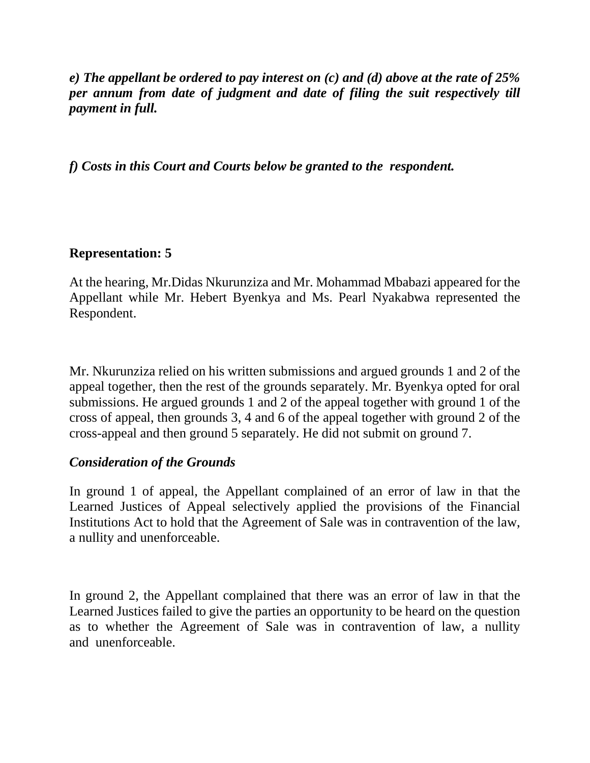***e) The appellant be ordered to pay interest on (c) and (d) above at the rate of 25% per annum from date of judgment and date of filing the suit respectively till payment in full.***

***f) Costs in this Court and Courts below be granted to the respondent.***

**Representation: 5**

At the hearing, Mr.Didas Nkurunziza and Mr. Mohammad Mbabazi appeared for the Appellant while Mr. Hebert Byenkya and Ms. Pearl Nyakabwa represented the Respondent.

Mr. Nkurunziza relied on his written submissions and argued grounds 1 and 2 of the appeal together, then the rest of the grounds separately. Mr. Byenkya opted for oral submissions. He argued grounds 1 and 2 of the appeal together with ground 1 of the cross of appeal, then grounds 3, 4 and 6 of the appeal together with ground 2 of the cross-appeal and then ground 5 separately. He did not submit on ground 7.

***Consideration of the Grounds***

In ground 1 of appeal, the Appellant complained of an error of law in that the Learned Justices of Appeal selectively applied the provisions of the Financial Institutions Act to hold that the Agreement of Sale was in contravention of the law, a nullity and unenforceable.

In ground 2, the Appellant complained that there was an error of law in that the Learned Justices failed to give the parties an opportunity to be heard on the question as to whether the Agreement of Sale was in contravention of law, a nullity and unenforceable.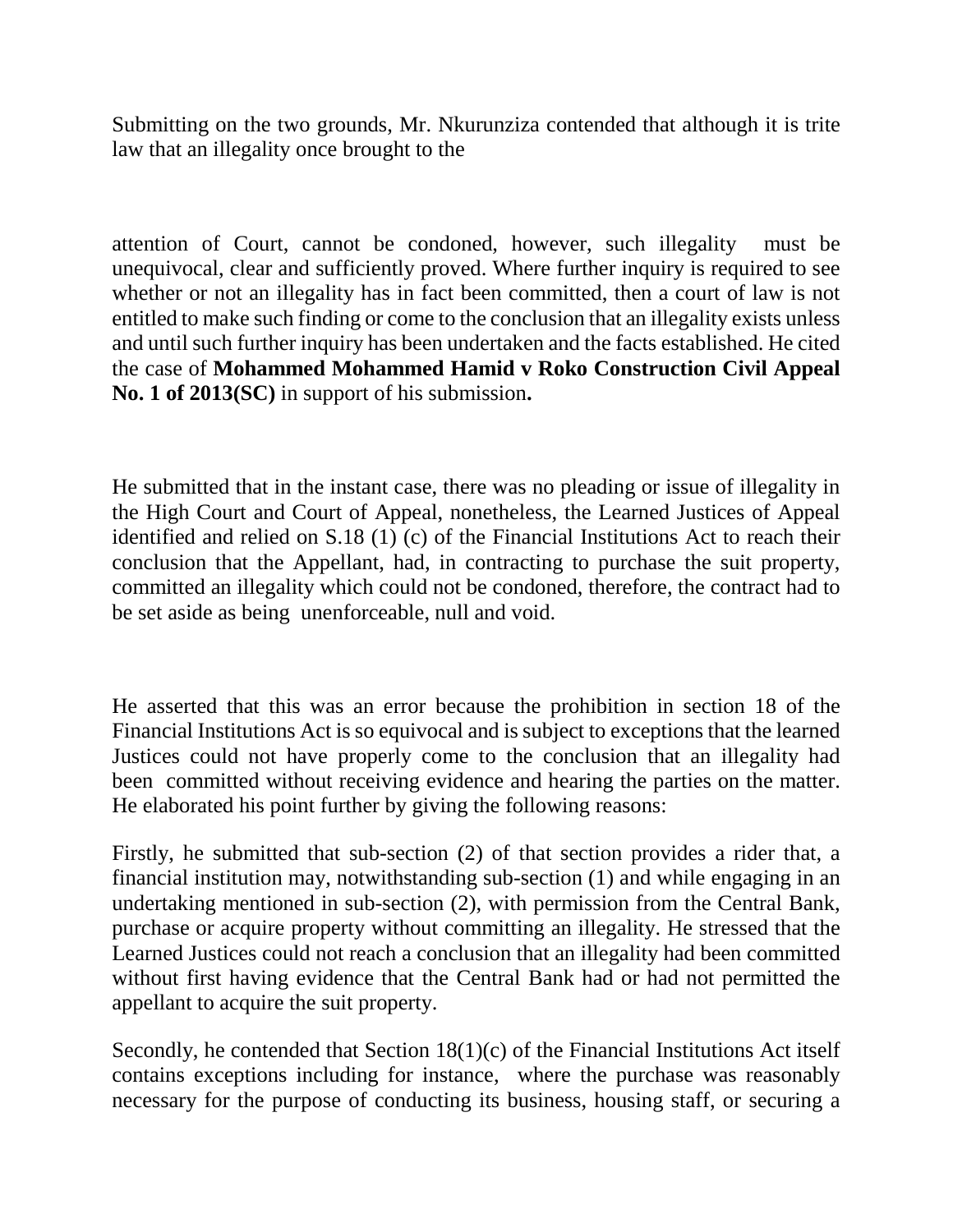Submitting on the two grounds, Mr. Nkurunziza contended that although it is trite law that an illegality once brought to the attention of Court, cannot be condoned, however, such illegality must be unequivocal, clear and sufficiently proved. Where further inquiry is required to see whether or not an illegality has in fact been committed, then a court of law is not entitled to make such finding or come to the conclusion that an illegality exists unless and until such further inquiry has been undertaken and the facts established. He cited the case of **Mohammed Mohammed Hamid v Roko Construction Civil Appeal No. 1 of 2013(SC)** in support of his submission**.**

He submitted that in the instant case, there was no pleading or issue of illegality in the High Court and Court of Appeal, nonetheless, the Learned Justices of Appeal identified and relied on S.18 (1) (c) of the Financial Institutions Act to reach their conclusion that the Appellant, had, in contracting to purchase the suit property, committed an illegality which could not be condoned, therefore, the contract had to be set aside as being unenforceable, null and void.

He asserted that this was an error because the prohibition in section 18 of the Financial Institutions Act is so equivocal and is subject to exceptions that the learned Justices could not have properly come to the conclusion that an illegality had been committed without receiving evidence and hearing the parties on the matter. He elaborated his point further by giving the following reasons:

Firstly, he submitted that sub-section (2) of that section provides a rider that, a financial institution may, notwithstanding sub-section (1) and while engaging in an undertaking mentioned in sub-section (2), with permission from the Central Bank, purchase or acquire property without committing an illegality. He stressed that the Learned Justices could not reach a conclusion that an illegality had been committed without first having evidence that the Central Bank had or had not permitted the appellant to acquire the suit property.

Secondly, he contended that Section 18(1)(c) of the Financial Institutions Act itself contains exceptions including for instance, where the purchase was reasonably necessary for the purpose of conducting its business, housing staff, or securing a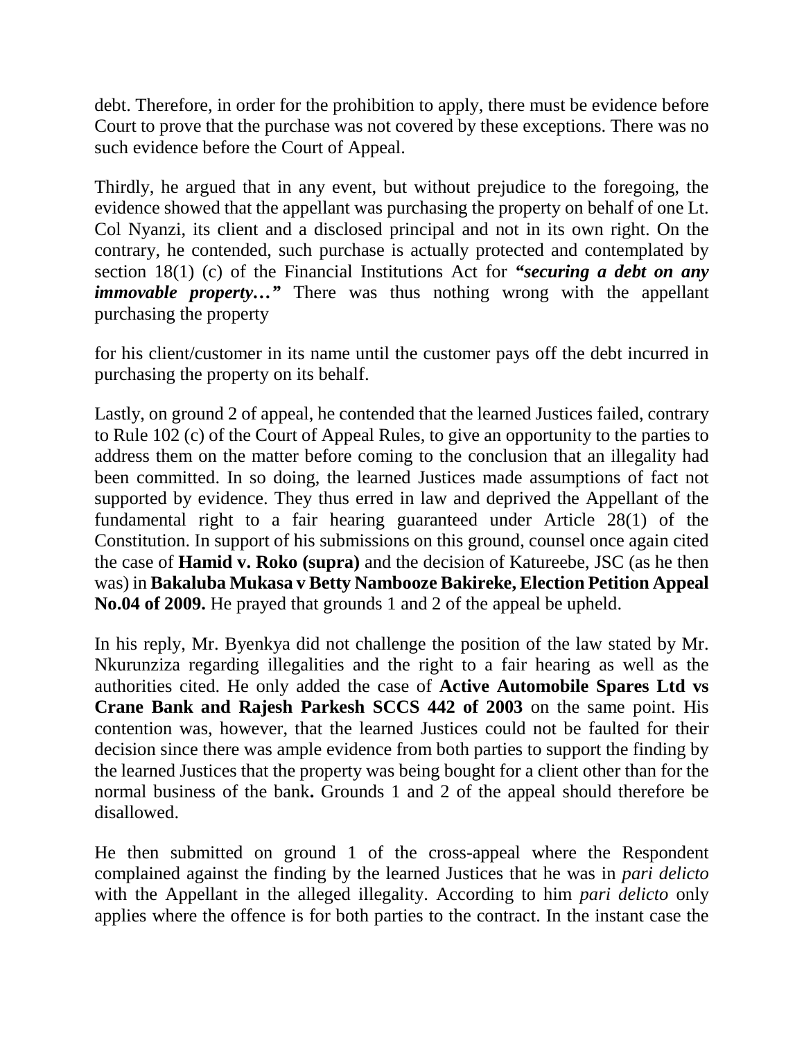debt. Therefore, in order for the prohibition to apply, there must be evidence before Court to prove that the purchase was not covered by these exceptions. There was no such evidence before the Court of Appeal.

Thirdly, he argued that in any event, but without prejudice to the foregoing, the evidence showed that the appellant was purchasing the property on behalf of one Lt. Col Nyanzi, its client and a disclosed principal and not in its own right. On the contrary, he contended, such purchase is actually protected and contemplated by section 18(1) (c) of the Financial Institutions Act for ***"securing a debt on any immovable property…"*** There was thus nothing wrong with the appellant purchasing the property

for his client/customer in its name until the customer pays off the debt incurred in purchasing the property on its behalf.

Lastly, on ground 2 of appeal, he contended that the learned Justices failed, contrary to Rule 102 (c) of the Court of Appeal Rules, to give an opportunity to the parties to address them on the matter before coming to the conclusion that an illegality had been committed. In so doing, the learned Justices made assumptions of fact not supported by evidence. They thus erred in law and deprived the Appellant of the fundamental right to a fair hearing guaranteed under Article 28(1) of the Constitution. In support of his submissions on this ground, counsel once again cited the case of **Hamid v. Roko (supra)** and the decision of Katureebe, JSC (as he then was) in **Bakaluba Mukasa v Betty Nambooze Bakireke, Election Petition Appeal No.04 of 2009.** He prayed that grounds 1 and 2 of the appeal be upheld.

In his reply, Mr. Byenkya did not challenge the position of the law stated by Mr. Nkurunziza regarding illegalities and the right to a fair hearing as well as the authorities cited. He only added the case of **Active Automobile Spares Ltd vs Crane Bank and Rajesh Parkesh SCCS 442 of 2003** on the same point. His contention was, however, that the learned Justices could not be faulted for their decision since there was ample evidence from both parties to support the finding by the learned Justices that the property was being bought for a client other than for the normal business of the bank**.** Grounds 1 and 2 of the appeal should therefore be disallowed.

He then submitted on ground 1 of the cross-appeal where the Respondent complained against the finding by the learned Justices that he was in *pari delicto* with the Appellant in the alleged illegality. According to him *pari delicto* only applies where the offence is for both parties to the contract. In the instant case the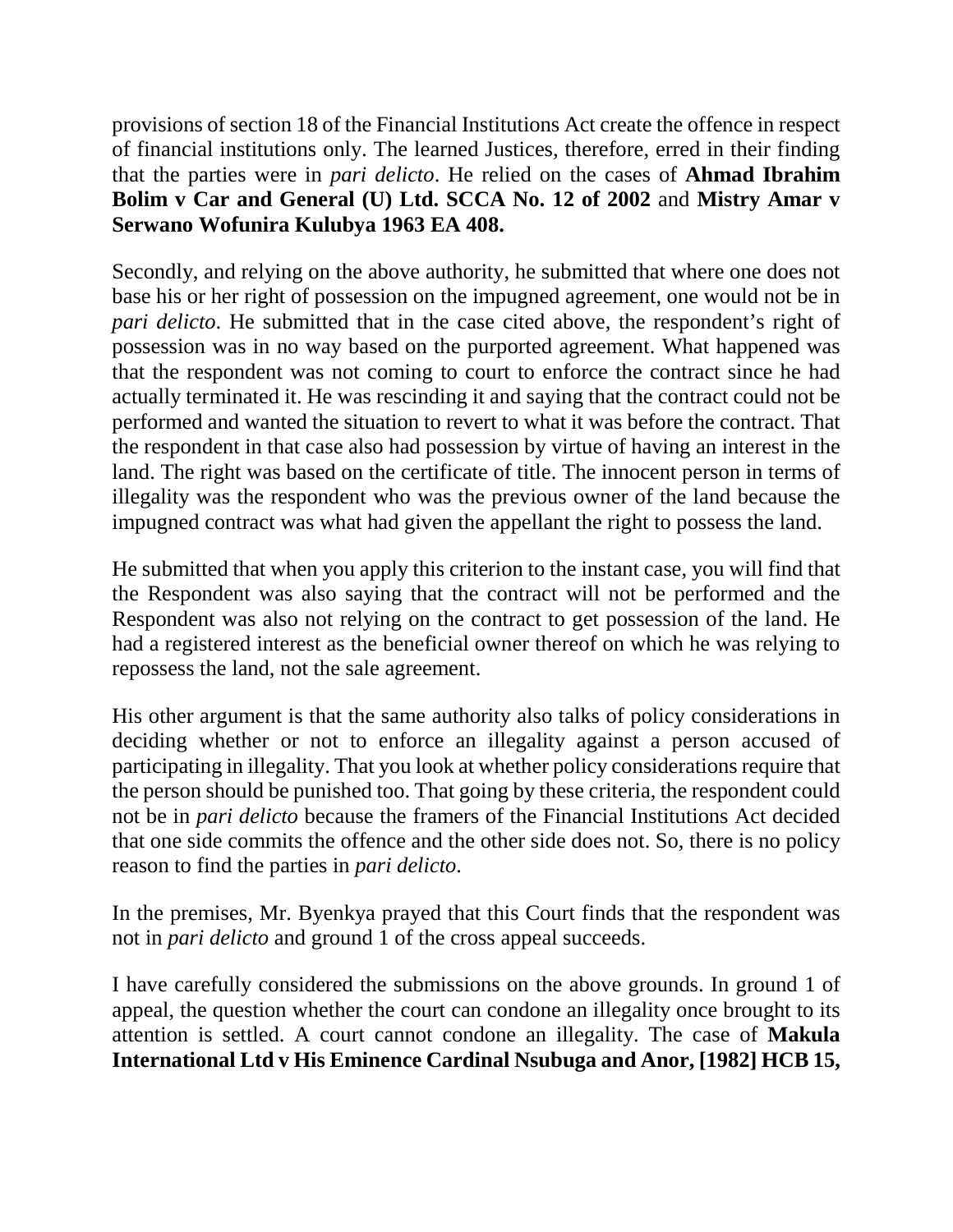provisions of section 18 of the Financial Institutions Act create the offence in respect of financial institutions only. The learned Justices, therefore, erred in their finding that the parties were in *pari delicto*. He relied on the cases of **Ahmad Ibrahim Bolim v Car and General (U) Ltd. SCCA No. 12 of 2002** and **Mistry Amar v Serwano Wofunira Kulubya 1963 EA 408.**

Secondly, and relying on the above authority, he submitted that where one does not base his or her right of possession on the impugned agreement, one would not be in *pari delicto*. He submitted that in the case cited above, the respondent's right of possession was in no way based on the purported agreement. What happened was that the respondent was not coming to court to enforce the contract since he had actually terminated it. He was rescinding it and saying that the contract could not be performed and wanted the situation to revert to what it was before the contract. That the respondent in that case also had possession by virtue of having an interest in the land. The right was based on the certificate of title. The innocent person in terms of illegality was the respondent who was the previous owner of the land because the impugned contract was what had given the appellant the right to possess the land.

He submitted that when you apply this criterion to the instant case, you will find that the Respondent was also saying that the contract will not be performed and the Respondent was also not relying on the contract to get possession of the land. He had a registered interest as the beneficial owner thereof on which he was relying to repossess the land, not the sale agreement.

His other argument is that the same authority also talks of policy considerations in deciding whether or not to enforce an illegality against a person accused of participating in illegality. That you look at whether policy considerations require that the person should be punished too. That going by these criteria, the respondent could not be in *pari delicto* because the framers of the Financial Institutions Act decided that one side commits the offence and the other side does not. So, there is no policy reason to find the parties in *pari delicto*.

In the premises, Mr. Byenkya prayed that this Court finds that the respondent was not in *pari delicto* and ground 1 of the cross appeal succeeds.

I have carefully considered the submissions on the above grounds. In ground 1 of appeal, the question whether the court can condone an illegality once brought to its attention is settled. A court cannot condone an illegality. The case of **Makula International Ltd v His Eminence Cardinal Nsubuga and Anor, [1982] HCB 15,**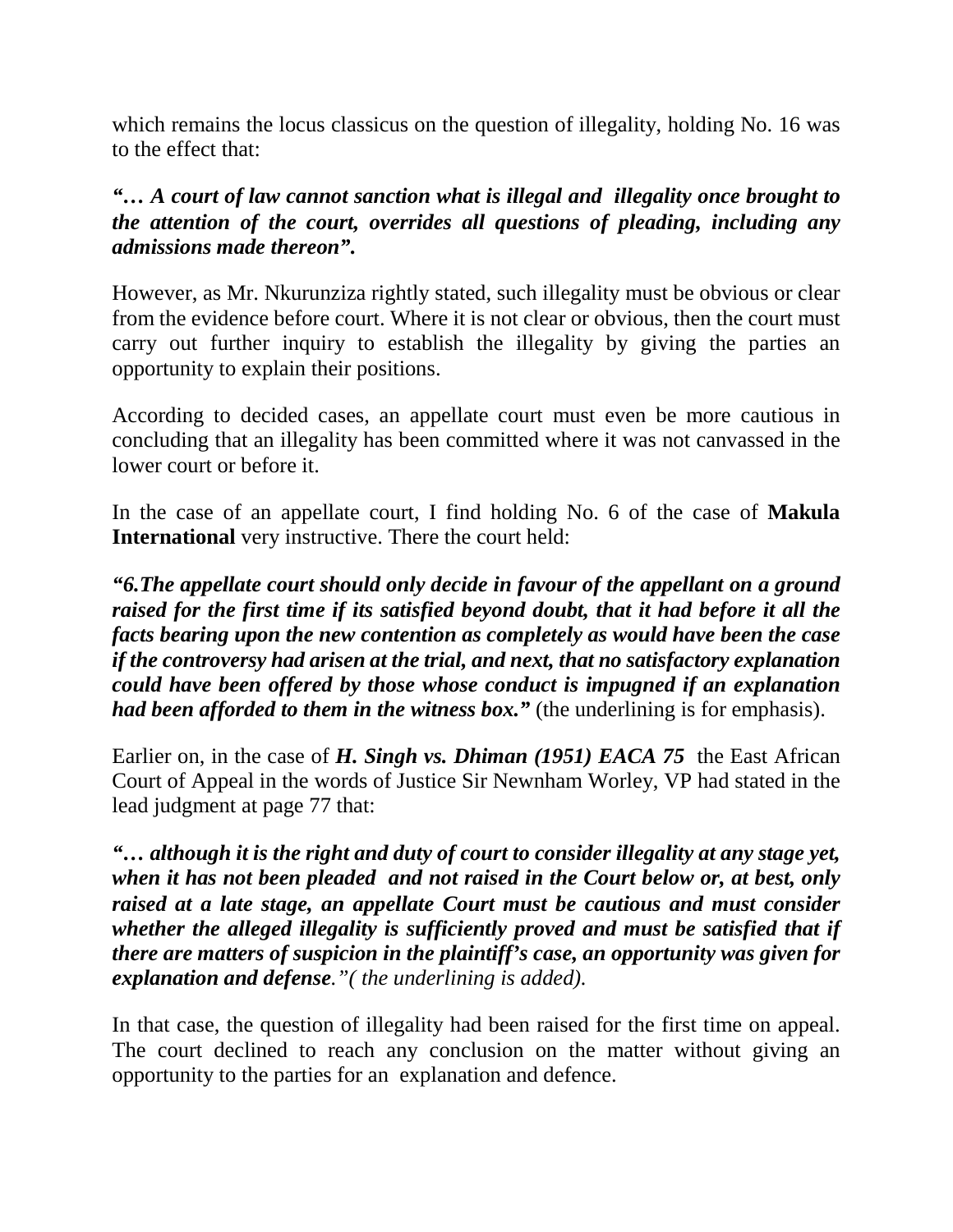which remains the locus classicus on the question of illegality, holding No. 16 was to the effect that:

***"… A court of law cannot sanction what is illegal and illegality once brought to the attention of the court, overrides all questions of pleading, including any admissions made thereon".***

However, as Mr. Nkurunziza rightly stated, such illegality must be obvious or clear from the evidence before court. Where it is not clear or obvious, then the court must carry out further inquiry to establish the illegality by giving the parties an opportunity to explain their positions.

According to decided cases, an appellate court must even be more cautious in concluding that an illegality has been committed where it was not canvassed in the lower court or before it.

In the case of an appellate court, I find holding No. 6 of the case of **Makula International** very instructive. There the court held:

***"6.The appellate court should only decide in favour of the appellant on a ground raised for the first time if its satisfied beyond doubt, that it had before it all the facts bearing upon the new contention as completely as would have been the case if the controversy had arisen at the trial, and next, that no satisfactory explanation could have been offered by those whose conduct is impugned if an explanation had been afforded to them in the witness box."*** (the underlining is for emphasis).

Earlier on, in the case of ***H. Singh vs. Dhiman (1951) EACA 75*** the East African Court of Appeal in the words of Justice Sir Newnham Worley, VP had stated in the lead judgment at page 77 that:

***"… although it is the right and duty of court to consider illegality at any stage yet, when it has not been pleaded and not raised in the Court below or, at best, only raised at a late stage, an appellate Court must be cautious and must consider whether the alleged illegality is sufficiently proved and must be satisfied that if there are matters of suspicion in the plaintiff's case, an opportunity was given for explanation and defense****."( the underlining is added).*

In that case, the question of illegality had been raised for the first time on appeal. The court declined to reach any conclusion on the matter without giving an opportunity to the parties for an explanation and defence.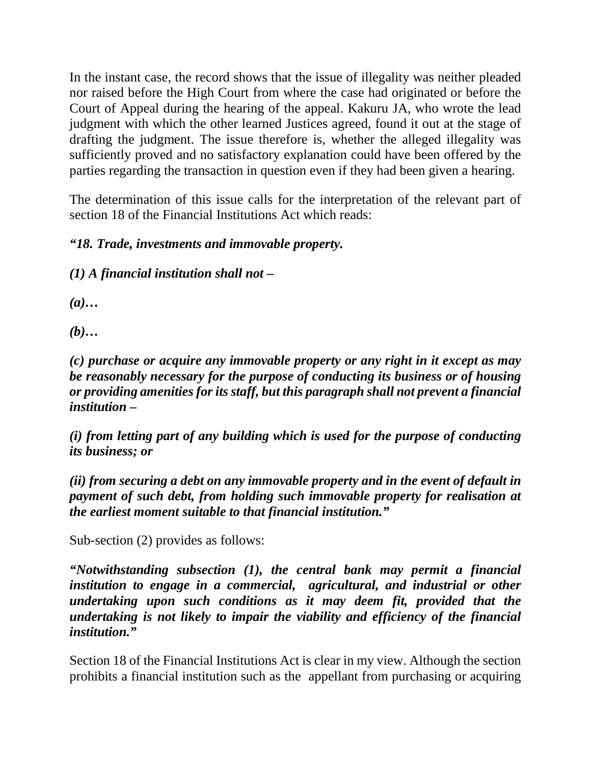In the instant case, the record shows that the issue of illegality was neither pleaded nor raised before the High Court from where the case had originated or before the Court of Appeal during the hearing of the appeal. Kakuru JA, who wrote the lead judgment with which the other learned Justices agreed, found it out at the stage of drafting the judgment. The issue therefore is, whether the alleged illegality was sufficiently proved and no satisfactory explanation could have been offered by the parties regarding the transaction in question even if they had been given a hearing.

The determination of this issue calls for the interpretation of the relevant part of section 18 of the Financial Institutions Act which reads:

***"18. Trade, investments and immovable property.***

***(1) A financial institution shall not –***

***(a)…***

***(b)…***

***(c) purchase or acquire any immovable property or any right in it except as may be reasonably necessary for the purpose of conducting its business or of housing or providing amenities for its staff, but this paragraph shall not prevent a financial institution –***

***(i) from letting part of any building which is used for the purpose of conducting its business; or***

***(ii) from securing a debt on any immovable property and in the event of default in payment of such debt, from holding such immovable property for realisation at the earliest moment suitable to that financial institution."***

Sub-section (2) provides as follows:

***"Notwithstanding subsection (1), the central bank may permit a financial institution to engage in a commercial, agricultural, and industrial or other undertaking upon such conditions as it may deem fit, provided that the undertaking is not likely to impair the viability and efficiency of the financial institution."***

Section 18 of the Financial Institutions Act is clear in my view. Although the section prohibits a financial institution such as the appellant from purchasing or acquiring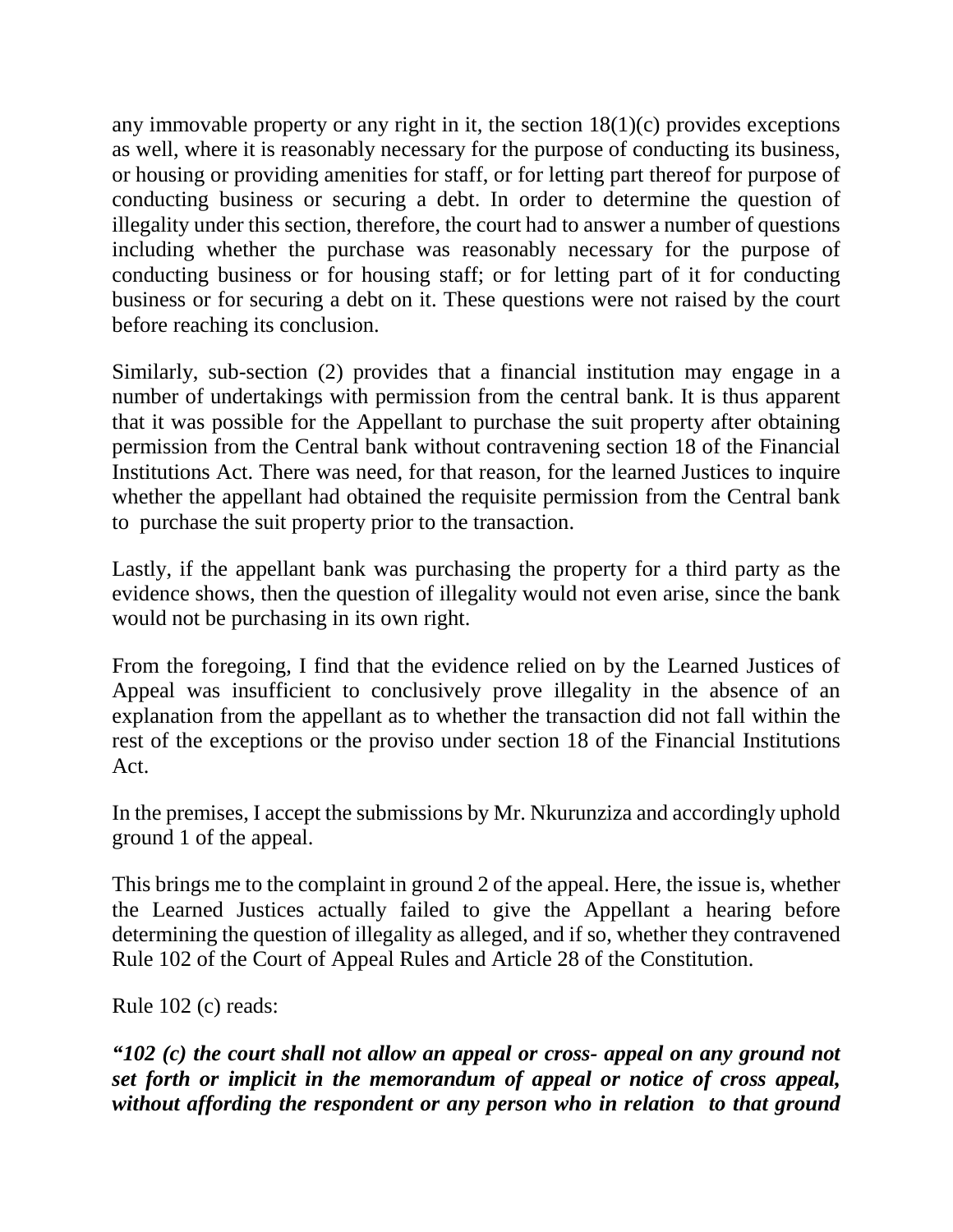any immovable property or any right in it, the section 18(1)(c) provides exceptions as well, where it is reasonably necessary for the purpose of conducting its business, or housing or providing amenities for staff, or for letting part thereof for purpose of conducting business or securing a debt. In order to determine the question of illegality under this section, therefore, the court had to answer a number of questions including whether the purchase was reasonably necessary for the purpose of conducting business or for housing staff; or for letting part of it for conducting business or for securing a debt on it. These questions were not raised by the court before reaching its conclusion.

Similarly, sub-section (2) provides that a financial institution may engage in a number of undertakings with permission from the central bank. It is thus apparent that it was possible for the Appellant to purchase the suit property after obtaining permission from the Central bank without contravening section 18 of the Financial Institutions Act. There was need, for that reason, for the learned Justices to inquire whether the appellant had obtained the requisite permission from the Central bank to purchase the suit property prior to the transaction.

Lastly, if the appellant bank was purchasing the property for a third party as the evidence shows, then the question of illegality would not even arise, since the bank would not be purchasing in its own right.

From the foregoing, I find that the evidence relied on by the Learned Justices of Appeal was insufficient to conclusively prove illegality in the absence of an explanation from the appellant as to whether the transaction did not fall within the rest of the exceptions or the proviso under section 18 of the Financial Institutions Act.

In the premises, I accept the submissions by Mr. Nkurunziza and accordingly uphold ground 1 of the appeal.

This brings me to the complaint in ground 2 of the appeal. Here, the issue is, whether the Learned Justices actually failed to give the Appellant a hearing before determining the question of illegality as alleged, and if so, whether they contravened Rule 102 of the Court of Appeal Rules and Article 28 of the Constitution.

Rule 102 (c) reads:

***"102 (c) the court shall not allow an appeal or cross- appeal on any ground not set forth or implicit in the memorandum of appeal or notice of cross appeal, without affording the respondent or any person who in relation to that ground***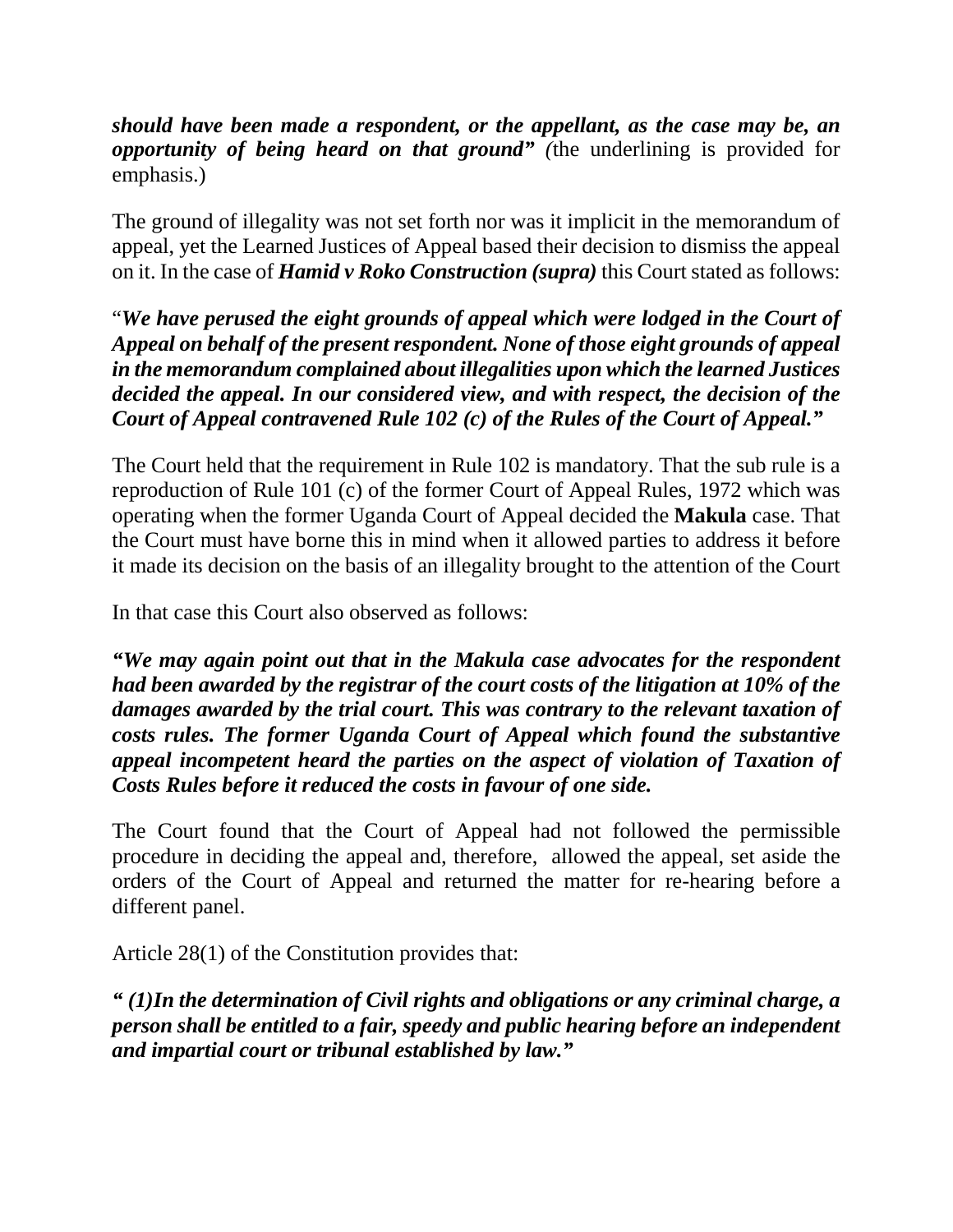***should have been made a respondent, or the appellant, as the case may be, an opportunity of being heard on that ground" (***the underlining is provided for emphasis.)

The ground of illegality was not set forth nor was it implicit in the memorandum of appeal, yet the Learned Justices of Appeal based their decision to dismiss the appeal on it. In the case of ***Hamid v Roko Construction (supra)*** this Court stated as follows:

"*We have perused the eight grounds of appeal which were lodged in the Court of Appeal on behalf of the present respondent. None of those eight grounds of appeal in the memorandum complained about illegalities upon which the learned Justices decided the appeal. In our considered view, and with respect, the decision of the Court of Appeal contravened Rule 102 (c) of the Rules of the Court of Appeal."*

The Court held that the requirement in Rule 102 is mandatory. That the sub rule is a reproduction of Rule 101 (c) of the former Court of Appeal Rules, 1972 which was operating when the former Uganda Court of Appeal decided the **Makula** case. That the Court must have borne this in mind when it allowed parties to address it before it made its decision on the basis of an illegality brought to the attention of the Court

In that case this Court also observed as follows:

***"We may again point out that in the Makula case advocates for the respondent had been awarded by the registrar of the court costs of the litigation at 10% of the damages awarded by the trial court. This was contrary to the relevant taxation of costs rules. The former Uganda Court of Appeal which found the substantive appeal incompetent heard the parties on the aspect of violation of Taxation of Costs Rules before it reduced the costs in favour of one side.***

The Court found that the Court of Appeal had not followed the permissible procedure in deciding the appeal and, therefore, allowed the appeal, set aside the orders of the Court of Appeal and returned the matter for re-hearing before a different panel.

Article 28(1) of the Constitution provides that:

***" (1)In the determination of Civil rights and obligations or any criminal charge, a person shall be entitled to a fair, speedy and public hearing before an independent and impartial court or tribunal established by law."***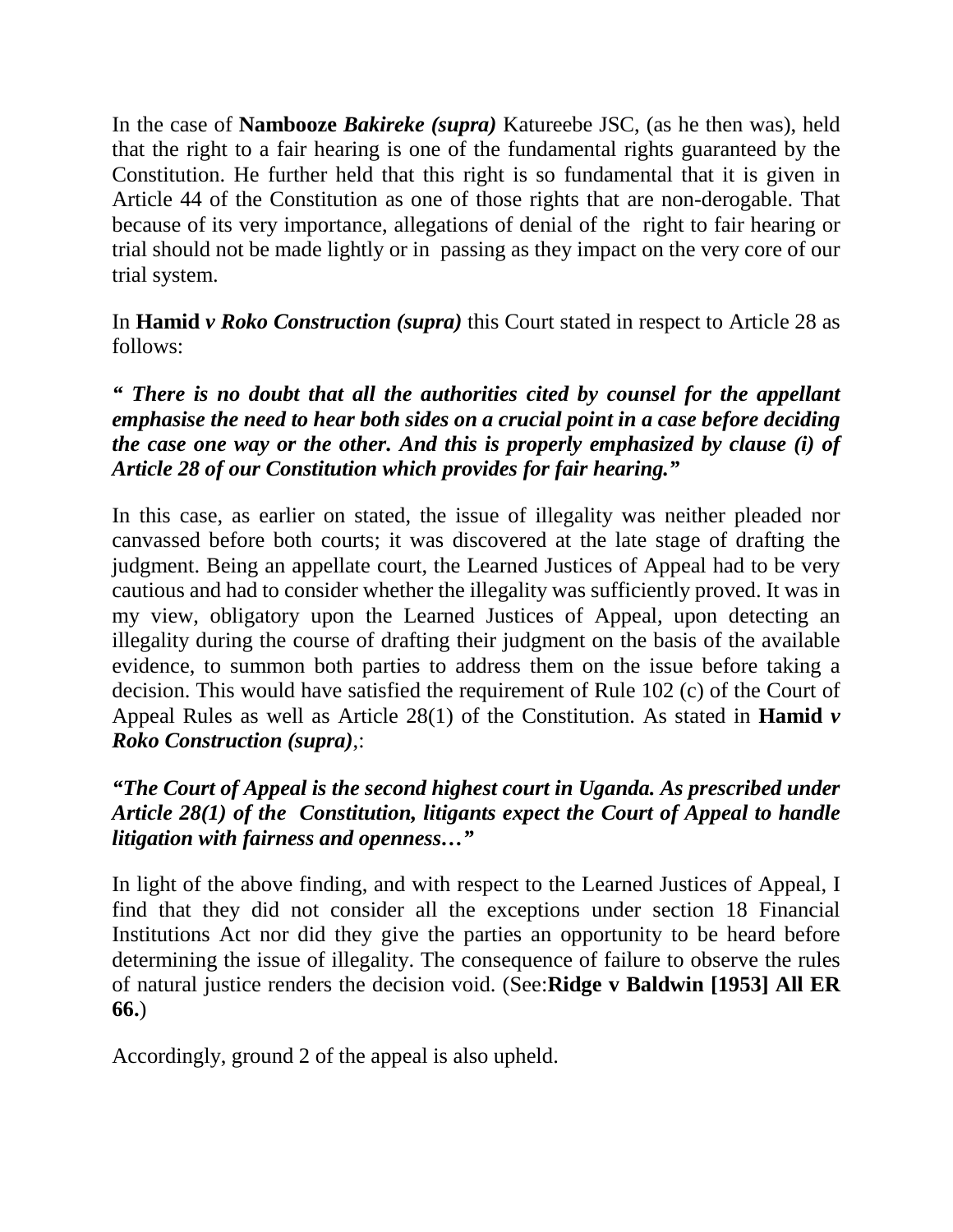In the case of **Nambooze *Bakireke (supra)*** Katureebe JSC, (as he then was), held that the right to a fair hearing is one of the fundamental rights guaranteed by the Constitution. He further held that this right is so fundamental that it is given in Article 44 of the Constitution as one of those rights that are non-derogable. That because of its very importance, allegations of denial of the right to fair hearing or trial should not be made lightly or in passing as they impact on the very core of our trial system.

In **Hamid *v Roko Construction (supra)*** this Court stated in respect to Article 28 as follows:

***" There is no doubt that all the authorities cited by counsel for the appellant emphasise the need to hear both sides on a crucial point in a case before deciding the case one way or the other. And this is properly emphasized by clause (i) of Article 28 of our Constitution which provides for fair hearing."***

In this case, as earlier on stated, the issue of illegality was neither pleaded nor canvassed before both courts; it was discovered at the late stage of drafting the judgment. Being an appellate court, the Learned Justices of Appeal had to be very cautious and had to consider whether the illegality was sufficiently proved. It was in my view, obligatory upon the Learned Justices of Appeal, upon detecting an illegality during the course of drafting their judgment on the basis of the available evidence, to summon both parties to address them on the issue before taking a decision. This would have satisfied the requirement of Rule 102 (c) of the Court of Appeal Rules as well as Article 28(1) of the Constitution. As stated in **Hamid *v Roko Construction (supra)***,:

***"The Court of Appeal is the second highest court in Uganda. As prescribed under Article 28(1) of the Constitution, litigants expect the Court of Appeal to handle litigation with fairness and openness…"***

In light of the above finding, and with respect to the Learned Justices of Appeal, I find that they did not consider all the exceptions under section 18 Financial Institutions Act nor did they give the parties an opportunity to be heard before determining the issue of illegality. The consequence of failure to observe the rules of natural justice renders the decision void. (See:**Ridge v Baldwin [1953] All ER 66.**)

Accordingly, ground 2 of the appeal is also upheld.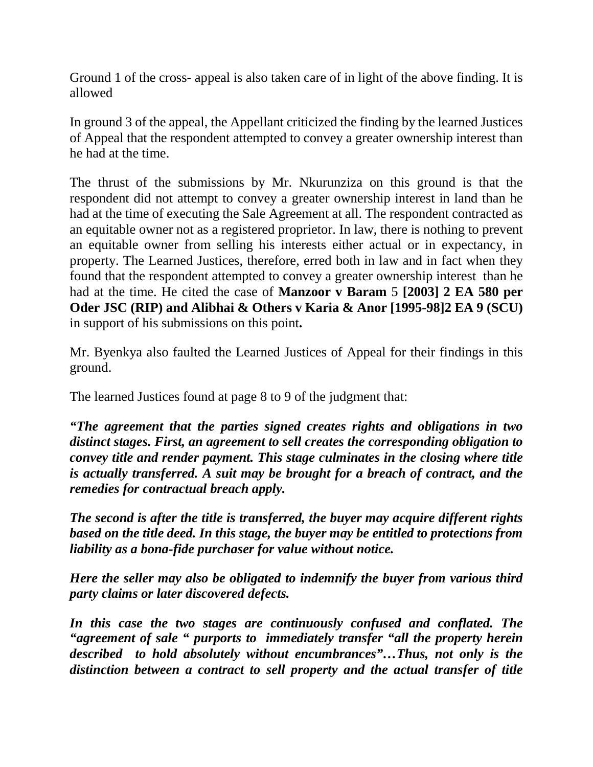Ground 1 of the cross- appeal is also taken care of in light of the above finding. It is allowed

In ground 3 of the appeal, the Appellant criticized the finding by the learned Justices of Appeal that the respondent attempted to convey a greater ownership interest than he had at the time.

The thrust of the submissions by Mr. Nkurunziza on this ground is that the respondent did not attempt to convey a greater ownership interest in land than he had at the time of executing the Sale Agreement at all. The respondent contracted as an equitable owner not as a registered proprietor. In law, there is nothing to prevent an equitable owner from selling his interests either actual or in expectancy, in property. The Learned Justices, therefore, erred both in law and in fact when they found that the respondent attempted to convey a greater ownership interest than he had at the time. He cited the case of **Manzoor v Baram** 5 **[2003] 2 EA 580 per Oder JSC (RIP) and Alibhai & Others v Karia & Anor [1995-98]2 EA 9 (SCU)** in support of his submissions on this point**.**

Mr. Byenkya also faulted the Learned Justices of Appeal for their findings in this ground.

The learned Justices found at page 8 to 9 of the judgment that:

***"The agreement that the parties signed creates rights and obligations in two distinct stages. First, an agreement to sell creates the corresponding obligation to convey title and render payment. This stage culminates in the closing where title is actually transferred. A suit may be brought for a breach of contract, and the remedies for contractual breach apply.***

***The second is after the title is transferred, the buyer may acquire different rights based on the title deed. In this stage, the buyer may be entitled to protections from liability as a bona-fide purchaser for value without notice.***

***Here the seller may also be obligated to indemnify the buyer from various third party claims or later discovered defects.***

***In this case the two stages are continuously confused and conflated. The "agreement of sale " purports to immediately transfer "all the property herein described to hold absolutely without encumbrances"…Thus, not only is the distinction between a contract to sell property and the actual transfer of title***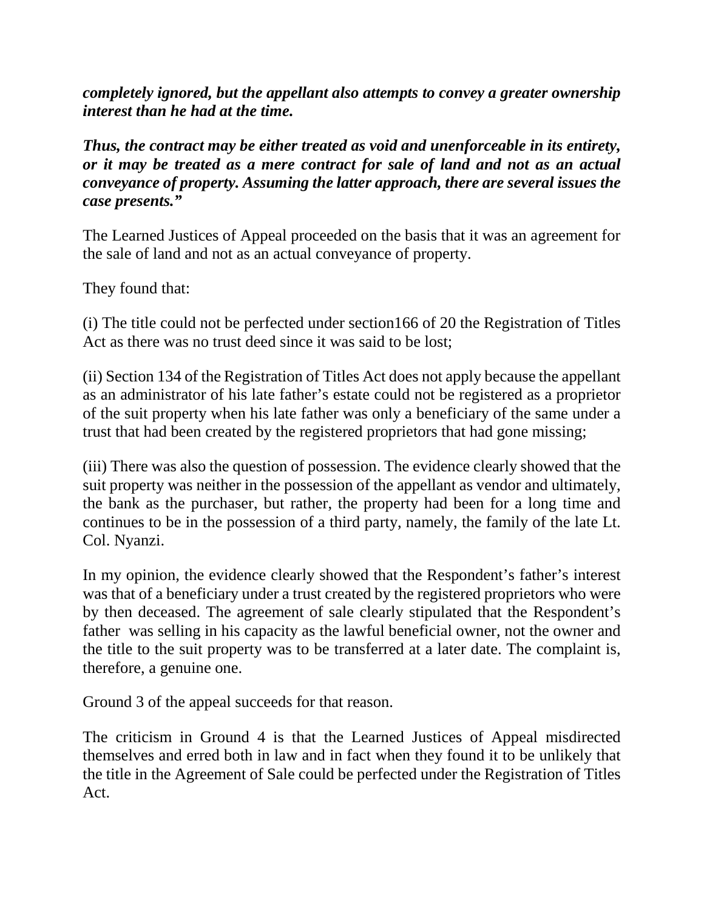***completely ignored, but the appellant also attempts to convey a greater ownership interest than he had at the time.***

***Thus, the contract may be either treated as void and unenforceable in its entirety, or it may be treated as a mere contract for sale of land and not as an actual conveyance of property. Assuming the latter approach, there are several issues the case presents."***

The Learned Justices of Appeal proceeded on the basis that it was an agreement for the sale of land and not as an actual conveyance of property.

They found that:

(i) The title could not be perfected under section166 of 20 the Registration of Titles Act as there was no trust deed since it was said to be lost;

(ii) Section 134 of the Registration of Titles Act does not apply because the appellant as an administrator of his late father's estate could not be registered as a proprietor of the suit property when his late father was only a beneficiary of the same under a trust that had been created by the registered proprietors that had gone missing;

(iii) There was also the question of possession. The evidence clearly showed that the suit property was neither in the possession of the appellant as vendor and ultimately, the bank as the purchaser, but rather, the property had been for a long time and continues to be in the possession of a third party, namely, the family of the late Lt. Col. Nyanzi.

In my opinion, the evidence clearly showed that the Respondent's father's interest was that of a beneficiary under a trust created by the registered proprietors who were by then deceased. The agreement of sale clearly stipulated that the Respondent's father was selling in his capacity as the lawful beneficial owner, not the owner and the title to the suit property was to be transferred at a later date. The complaint is, therefore, a genuine one.

Ground 3 of the appeal succeeds for that reason.

The criticism in Ground 4 is that the Learned Justices of Appeal misdirected themselves and erred both in law and in fact when they found it to be unlikely that the title in the Agreement of Sale could be perfected under the Registration of Titles Act.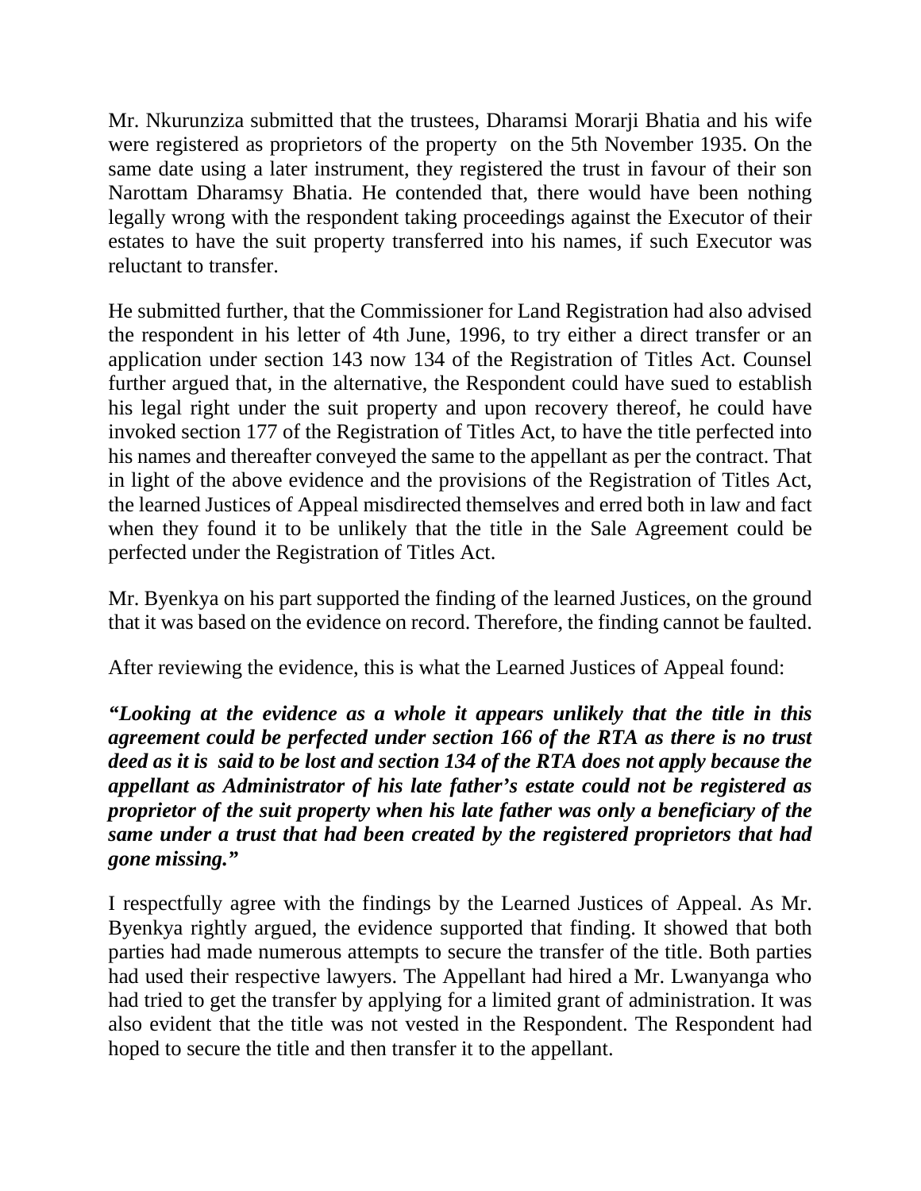Mr. Nkurunziza submitted that the trustees, Dharamsi Morarji Bhatia and his wife were registered as proprietors of the property on the 5th November 1935. On the same date using a later instrument, they registered the trust in favour of their son Narottam Dharamsy Bhatia. He contended that, there would have been nothing legally wrong with the respondent taking proceedings against the Executor of their estates to have the suit property transferred into his names, if such Executor was reluctant to transfer.

He submitted further, that the Commissioner for Land Registration had also advised the respondent in his letter of 4th June, 1996, to try either a direct transfer or an application under section 143 now 134 of the Registration of Titles Act. Counsel further argued that, in the alternative, the Respondent could have sued to establish his legal right under the suit property and upon recovery thereof, he could have invoked section 177 of the Registration of Titles Act, to have the title perfected into his names and thereafter conveyed the same to the appellant as per the contract. That in light of the above evidence and the provisions of the Registration of Titles Act, the learned Justices of Appeal misdirected themselves and erred both in law and fact when they found it to be unlikely that the title in the Sale Agreement could be perfected under the Registration of Titles Act.

Mr. Byenkya on his part supported the finding of the learned Justices, on the ground that it was based on the evidence on record. Therefore, the finding cannot be faulted.

After reviewing the evidence, this is what the Learned Justices of Appeal found:

***"Looking at the evidence as a whole it appears unlikely that the title in this agreement could be perfected under section 166 of the RTA as there is no trust deed as it is said to be lost and section 134 of the RTA does not apply because the appellant as Administrator of his late father's estate could not be registered as proprietor of the suit property when his late father was only a beneficiary of the same under a trust that had been created by the registered proprietors that had gone missing."***

I respectfully agree with the findings by the Learned Justices of Appeal. As Mr. Byenkya rightly argued, the evidence supported that finding. It showed that both parties had made numerous attempts to secure the transfer of the title. Both parties had used their respective lawyers. The Appellant had hired a Mr. Lwanyanga who had tried to get the transfer by applying for a limited grant of administration. It was also evident that the title was not vested in the Respondent. The Respondent had hoped to secure the title and then transfer it to the appellant.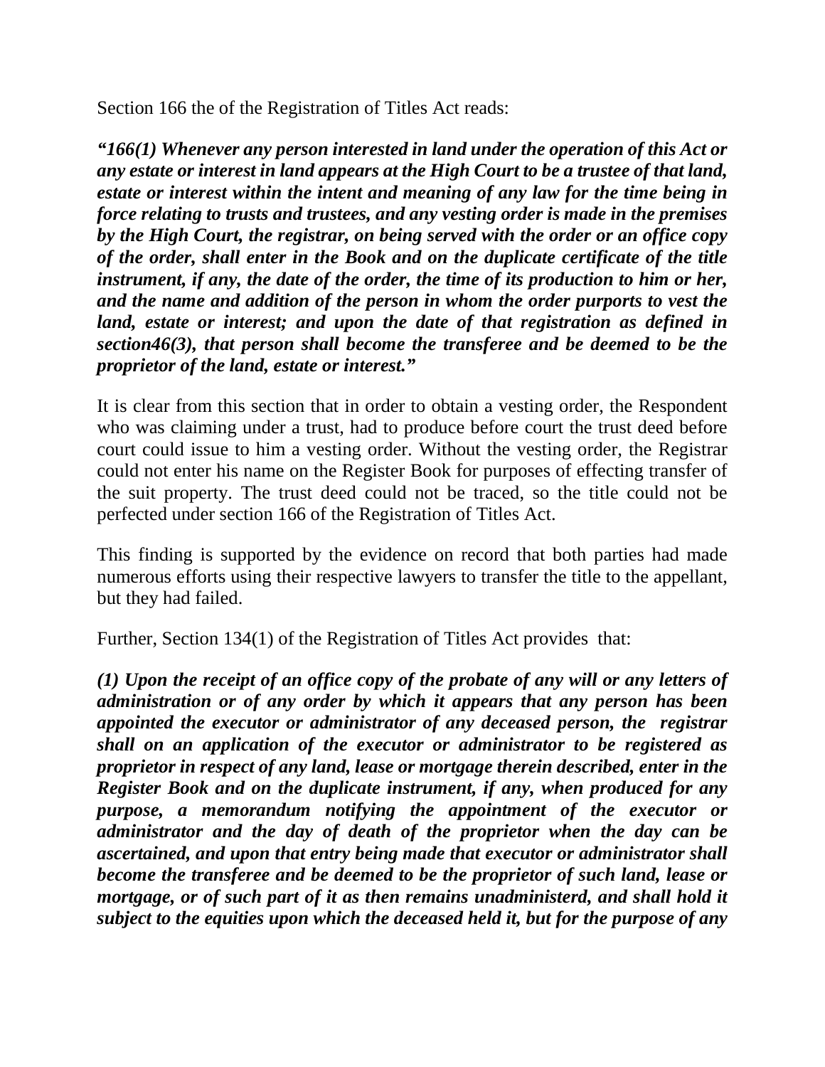Section 166 the of the Registration of Titles Act reads:

***"166(1) Whenever any person interested in land under the operation of this Act or any estate or interest in land appears at the High Court to be a trustee of that land, estate or interest within the intent and meaning of any law for the time being in force relating to trusts and trustees, and any vesting order is made in the premises by the High Court, the registrar, on being served with the order or an office copy of the order, shall enter in the Book and on the duplicate certificate of the title instrument, if any, the date of the order, the time of its production to him or her, and the name and addition of the person in whom the order purports to vest the land, estate or interest; and upon the date of that registration as defined in section46(3), that person shall become the transferee and be deemed to be the proprietor of the land, estate or interest."***

It is clear from this section that in order to obtain a vesting order, the Respondent who was claiming under a trust, had to produce before court the trust deed before court could issue to him a vesting order. Without the vesting order, the Registrar could not enter his name on the Register Book for purposes of effecting transfer of the suit property. The trust deed could not be traced, so the title could not be perfected under section 166 of the Registration of Titles Act.

This finding is supported by the evidence on record that both parties had made numerous efforts using their respective lawyers to transfer the title to the appellant, but they had failed.

Further, Section 134(1) of the Registration of Titles Act provides that:

***(1) Upon the receipt of an office copy of the probate of any will or any letters of administration or of any order by which it appears that any person has been appointed the executor or administrator of any deceased person, the registrar shall on an application of the executor or administrator to be registered as proprietor in respect of any land, lease or mortgage therein described, enter in the Register Book and on the duplicate instrument, if any, when produced for any purpose, a memorandum notifying the appointment of the executor or administrator and the day of death of the proprietor when the day can be ascertained, and upon that entry being made that executor or administrator shall become the transferee and be deemed to be the proprietor of such land, lease or mortgage, or of such part of it as then remains unadministerd, and shall hold it subject to the equities upon which the deceased held it, but for the purpose of any***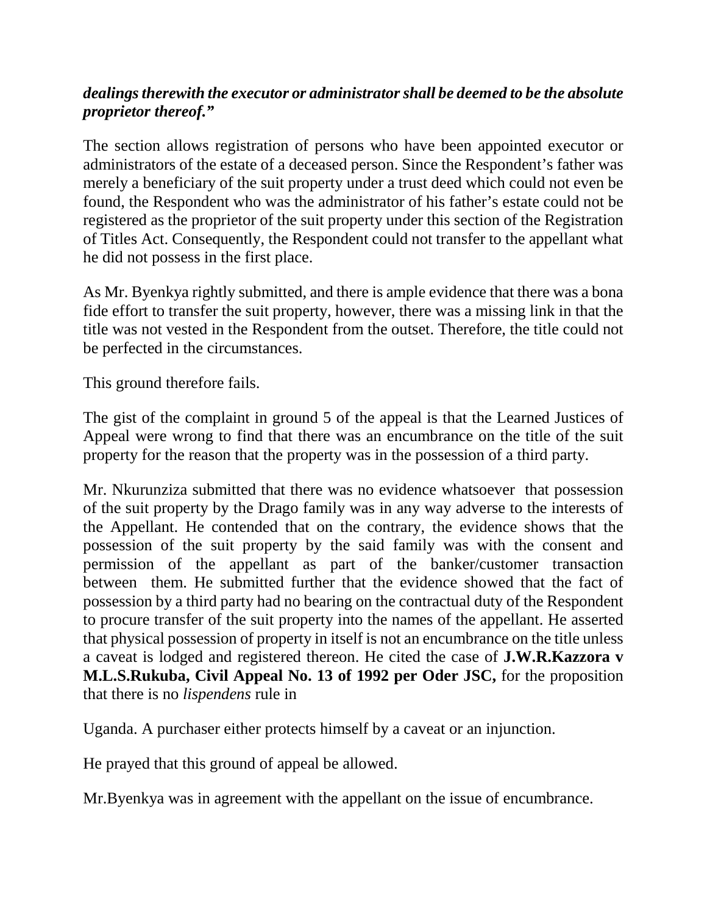***dealings therewith the executor or administrator shall be deemed to be the absolute proprietor thereof."***

The section allows registration of persons who have been appointed executor or administrators of the estate of a deceased person. Since the Respondent's father was merely a beneficiary of the suit property under a trust deed which could not even be found, the Respondent who was the administrator of his father's estate could not be registered as the proprietor of the suit property under this section of the Registration of Titles Act. Consequently, the Respondent could not transfer to the appellant what he did not possess in the first place.

As Mr. Byenkya rightly submitted, and there is ample evidence that there was a bona fide effort to transfer the suit property, however, there was a missing link in that the title was not vested in the Respondent from the outset. Therefore, the title could not be perfected in the circumstances.

This ground therefore fails.

The gist of the complaint in ground 5 of the appeal is that the Learned Justices of Appeal were wrong to find that there was an encumbrance on the title of the suit property for the reason that the property was in the possession of a third party.

Mr. Nkurunziza submitted that there was no evidence whatsoever that possession of the suit property by the Drago family was in any way adverse to the interests of the Appellant. He contended that on the contrary, the evidence shows that the possession of the suit property by the said family was with the consent and permission of the appellant as part of the banker/customer transaction between them. He submitted further that the evidence showed that the fact of possession by a third party had no bearing on the contractual duty of the Respondent to procure transfer of the suit property into the names of the appellant. He asserted that physical possession of property in itself is not an encumbrance on the title unless a caveat is lodged and registered thereon. He cited the case of **J.W.R.Kazzora v M.L.S.Rukuba, Civil Appeal No. 13 of 1992 per Oder JSC,** for the proposition that there is no *lispendens* rule in

Uganda. A purchaser either protects himself by a caveat or an injunction.

He prayed that this ground of appeal be allowed.

Mr.Byenkya was in agreement with the appellant on the issue of encumbrance.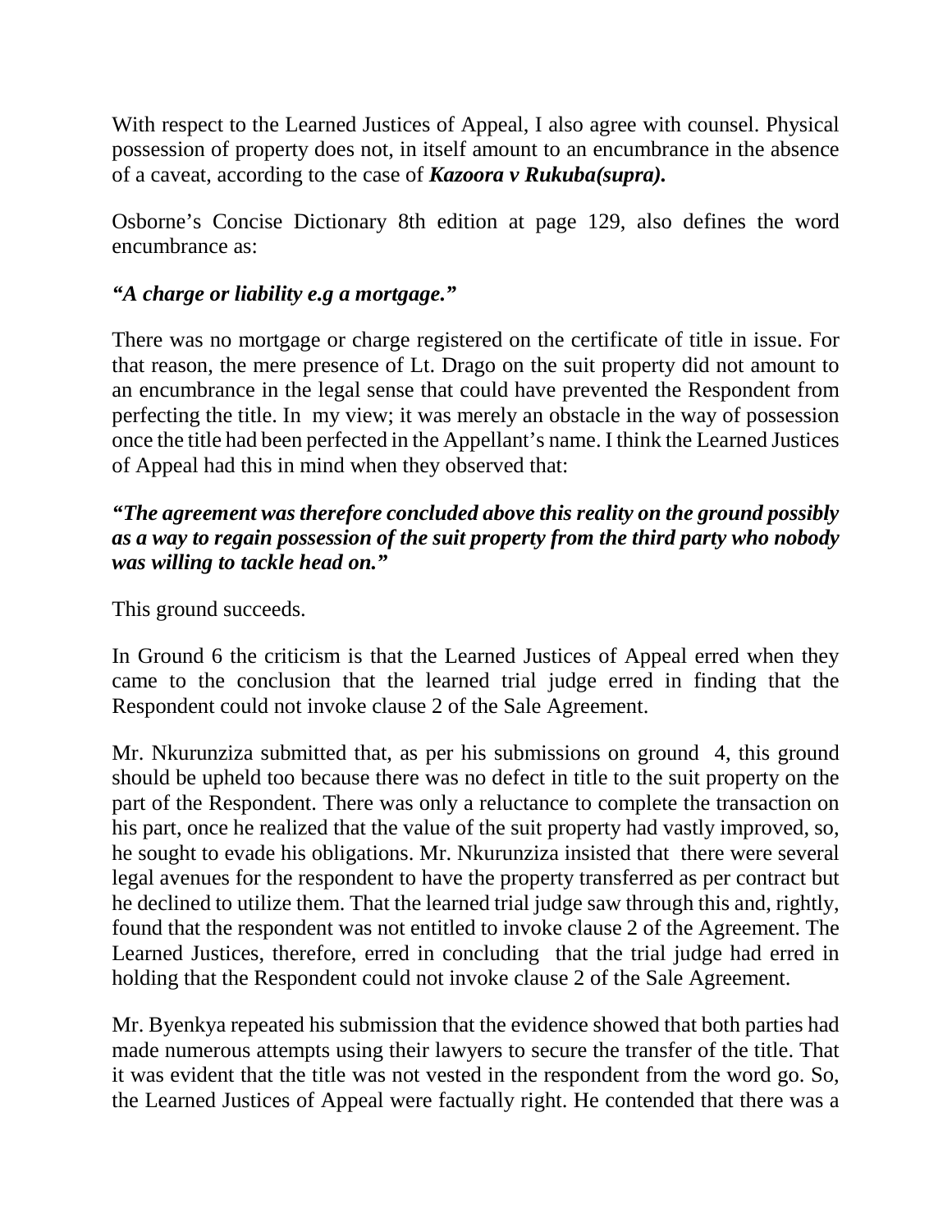With respect to the Learned Justices of Appeal, I also agree with counsel. Physical possession of property does not, in itself amount to an encumbrance in the absence of a caveat, according to the case of ***Kazoora v Rukuba(supra).***

Osborne's Concise Dictionary 8th edition at page 129, also defines the word encumbrance as:

***"A charge or liability e.g a mortgage."***

There was no mortgage or charge registered on the certificate of title in issue. For that reason, the mere presence of Lt. Drago on the suit property did not amount to an encumbrance in the legal sense that could have prevented the Respondent from perfecting the title. In my view; it was merely an obstacle in the way of possession once the title had been perfected in the Appellant's name. I think the Learned Justices of Appeal had this in mind when they observed that:

***"The agreement was therefore concluded above this reality on the ground possibly as a way to regain possession of the suit property from the third party who nobody was willing to tackle head on."***

This ground succeeds.

In Ground 6 the criticism is that the Learned Justices of Appeal erred when they came to the conclusion that the learned trial judge erred in finding that the Respondent could not invoke clause 2 of the Sale Agreement.

Mr. Nkurunziza submitted that, as per his submissions on ground 4, this ground should be upheld too because there was no defect in title to the suit property on the part of the Respondent. There was only a reluctance to complete the transaction on his part, once he realized that the value of the suit property had vastly improved, so, he sought to evade his obligations. Mr. Nkurunziza insisted that there were several legal avenues for the respondent to have the property transferred as per contract but he declined to utilize them. That the learned trial judge saw through this and, rightly, found that the respondent was not entitled to invoke clause 2 of the Agreement. The Learned Justices, therefore, erred in concluding that the trial judge had erred in holding that the Respondent could not invoke clause 2 of the Sale Agreement.

Mr. Byenkya repeated his submission that the evidence showed that both parties had made numerous attempts using their lawyers to secure the transfer of the title. That it was evident that the title was not vested in the respondent from the word go. So, the Learned Justices of Appeal were factually right. He contended that there was a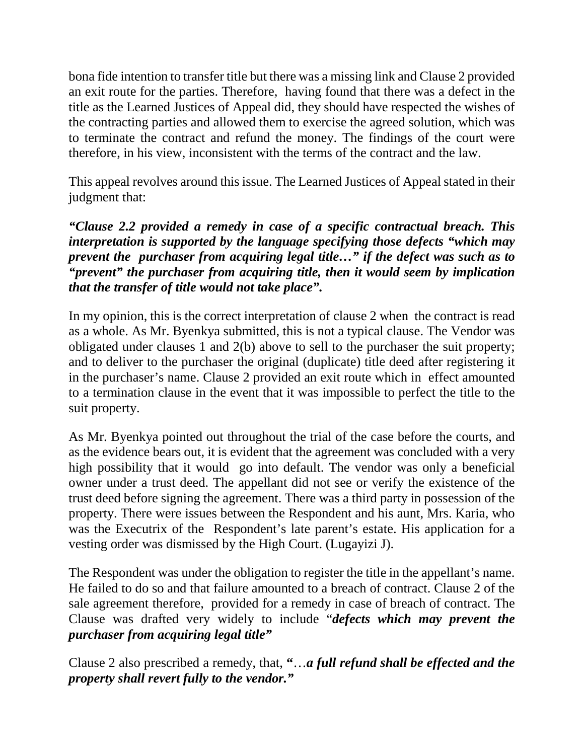bona fide intention to transfer title but there was a missing link and Clause 2 provided an exit route for the parties. Therefore, having found that there was a defect in the title as the Learned Justices of Appeal did, they should have respected the wishes of the contracting parties and allowed them to exercise the agreed solution, which was to terminate the contract and refund the money. The findings of the court were therefore, in his view, inconsistent with the terms of the contract and the law.

This appeal revolves around this issue. The Learned Justices of Appeal stated in their judgment that:

***"Clause 2.2 provided a remedy in case of a specific contractual breach. This interpretation is supported by the language specifying those defects "which may prevent the purchaser from acquiring legal title…" if the defect was such as to "prevent" the purchaser from acquiring title, then it would seem by implication that the transfer of title would not take place".***

In my opinion, this is the correct interpretation of clause 2 when the contract is read as a whole. As Mr. Byenkya submitted, this is not a typical clause. The Vendor was obligated under clauses 1 and 2(b) above to sell to the purchaser the suit property; and to deliver to the purchaser the original (duplicate) title deed after registering it in the purchaser's name. Clause 2 provided an exit route which in effect amounted to a termination clause in the event that it was impossible to perfect the title to the suit property.

As Mr. Byenkya pointed out throughout the trial of the case before the courts, and as the evidence bears out, it is evident that the agreement was concluded with a very high possibility that it would go into default. The vendor was only a beneficial owner under a trust deed. The appellant did not see or verify the existence of the trust deed before signing the agreement. There was a third party in possession of the property. There were issues between the Respondent and his aunt, Mrs. Karia, who was the Executrix of the Respondent's late parent's estate. His application for a vesting order was dismissed by the High Court. (Lugayizi J).

The Respondent was under the obligation to register the title in the appellant's name. He failed to do so and that failure amounted to a breach of contract. Clause 2 of the sale agreement therefore, provided for a remedy in case of breach of contract. The Clause was drafted very widely to include "***defects which may prevent the purchaser from acquiring legal title"***

Clause 2 also prescribed a remedy, that, **"**…***a full refund shall be effected and the property shall revert fully to the vendor."***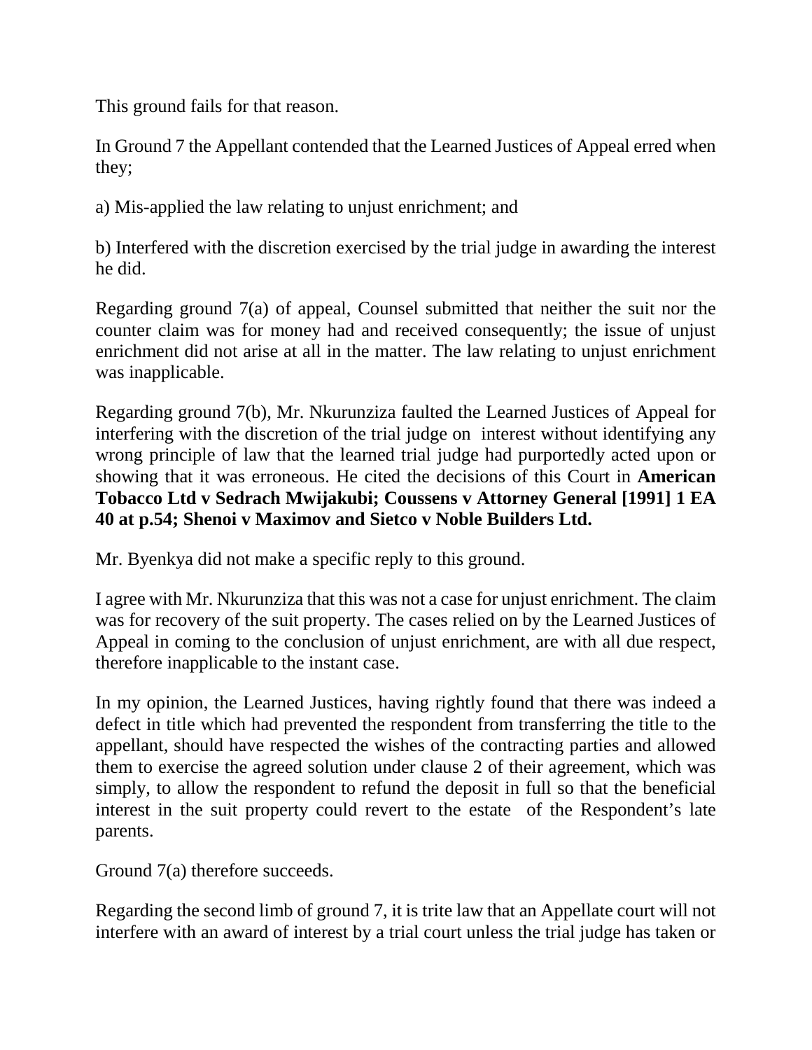This ground fails for that reason.

In Ground 7 the Appellant contended that the Learned Justices of Appeal erred when they;

a) Mis-applied the law relating to unjust enrichment; and

b) Interfered with the discretion exercised by the trial judge in awarding the interest he did.

Regarding ground 7(a) of appeal, Counsel submitted that neither the suit nor the counter claim was for money had and received consequently; the issue of unjust enrichment did not arise at all in the matter. The law relating to unjust enrichment was inapplicable.

Regarding ground 7(b), Mr. Nkurunziza faulted the Learned Justices of Appeal for interfering with the discretion of the trial judge on interest without identifying any wrong principle of law that the learned trial judge had purportedly acted upon or showing that it was erroneous. He cited the decisions of this Court in **American Tobacco Ltd v Sedrach Mwijakubi; Coussens v Attorney General [1991] 1 EA 40 at p.54; Shenoi v Maximov and Sietco v Noble Builders Ltd.**

Mr. Byenkya did not make a specific reply to this ground.

I agree with Mr. Nkurunziza that this was not a case for unjust enrichment. The claim was for recovery of the suit property. The cases relied on by the Learned Justices of Appeal in coming to the conclusion of unjust enrichment, are with all due respect, therefore inapplicable to the instant case.

In my opinion, the Learned Justices, having rightly found that there was indeed a defect in title which had prevented the respondent from transferring the title to the appellant, should have respected the wishes of the contracting parties and allowed them to exercise the agreed solution under clause 2 of their agreement, which was simply, to allow the respondent to refund the deposit in full so that the beneficial interest in the suit property could revert to the estate of the Respondent's late parents.

Ground 7(a) therefore succeeds.

Regarding the second limb of ground 7, it is trite law that an Appellate court will not interfere with an award of interest by a trial court unless the trial judge has taken or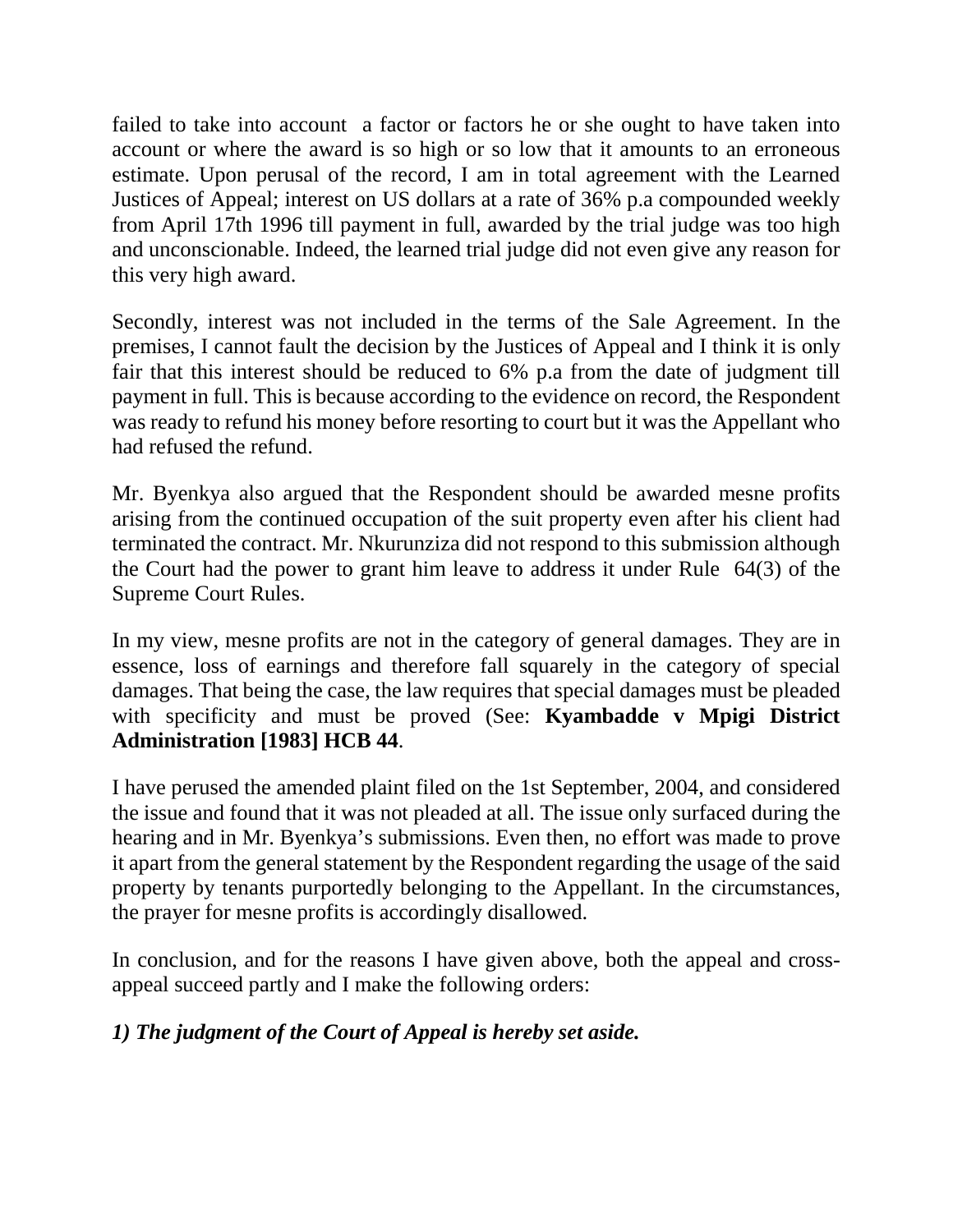failed to take into account a factor or factors he or she ought to have taken into account or where the award is so high or so low that it amounts to an erroneous estimate. Upon perusal of the record, I am in total agreement with the Learned Justices of Appeal; interest on US dollars at a rate of 36% p.a compounded weekly from April 17th 1996 till payment in full, awarded by the trial judge was too high and unconscionable. Indeed, the learned trial judge did not even give any reason for this very high award.

Secondly, interest was not included in the terms of the Sale Agreement. In the premises, I cannot fault the decision by the Justices of Appeal and I think it is only fair that this interest should be reduced to 6% p.a from the date of judgment till payment in full. This is because according to the evidence on record, the Respondent was ready to refund his money before resorting to court but it was the Appellant who had refused the refund.

Mr. Byenkya also argued that the Respondent should be awarded mesne profits arising from the continued occupation of the suit property even after his client had terminated the contract. Mr. Nkurunziza did not respond to this submission although the Court had the power to grant him leave to address it under Rule 64(3) of the Supreme Court Rules.

In my view, mesne profits are not in the category of general damages. They are in essence, loss of earnings and therefore fall squarely in the category of special damages. That being the case, the law requires that special damages must be pleaded with specificity and must be proved (See: **Kyambadde v Mpigi District Administration [1983] HCB 44**.

I have perused the amended plaint filed on the 1st September, 2004, and considered the issue and found that it was not pleaded at all. The issue only surfaced during the hearing and in Mr. Byenkya's submissions. Even then, no effort was made to prove it apart from the general statement by the Respondent regarding the usage of the said property by tenants purportedly belonging to the Appellant. In the circumstances, the prayer for mesne profits is accordingly disallowed.

In conclusion, and for the reasons I have given above, both the appeal and cross-appeal succeed partly and I make the following orders:

***1) The judgment of the Court of Appeal is hereby set aside.***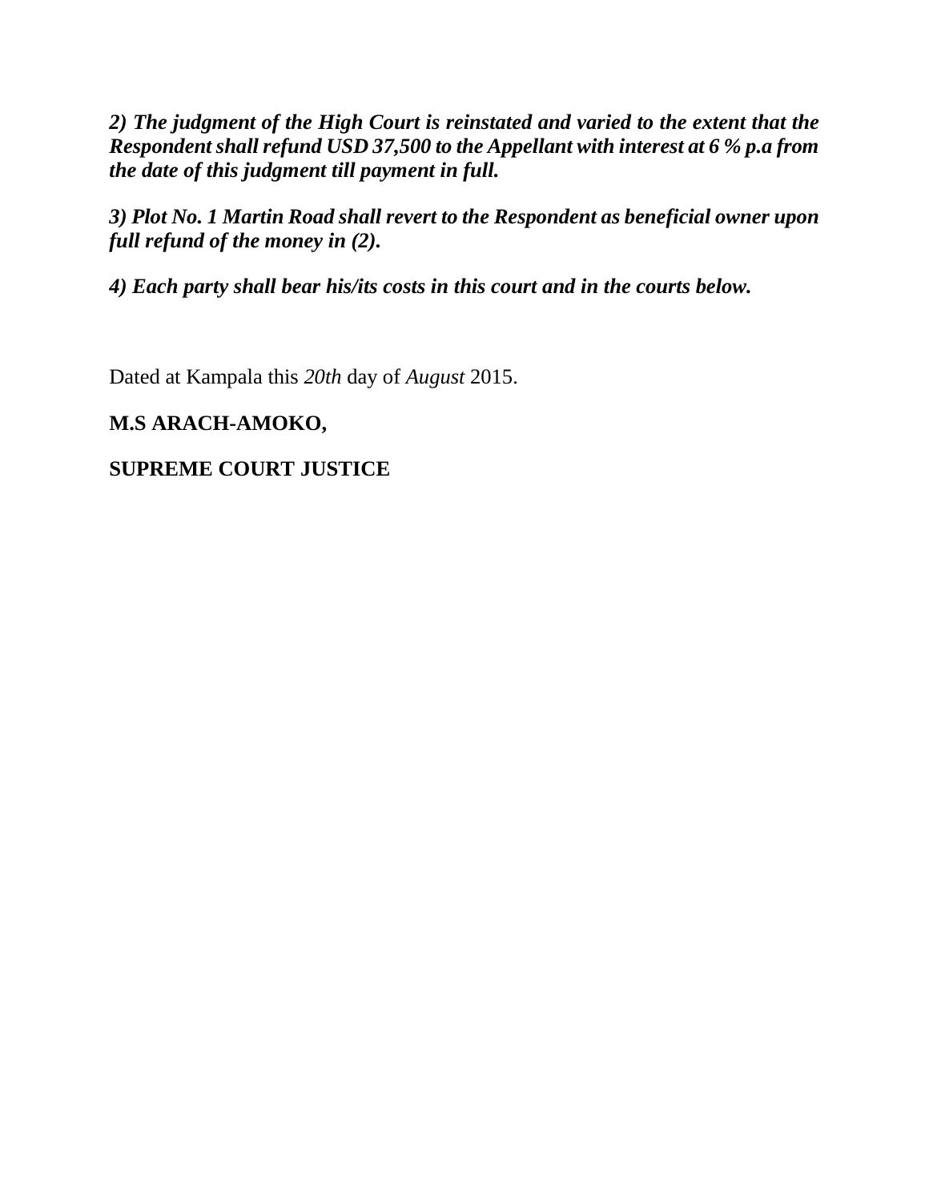***2) The judgment of the High Court is reinstated and varied to the extent that the Respondent shall refund USD 37,500 to the Appellant with interest at 6 % p.a from the date of this judgment till payment in full.***

***3) Plot No. 1 Martin Road shall revert to the Respondent as beneficial owner upon full refund of the money in (2).***

***4) Each party shall bear his/its costs in this court and in the courts below.***

Dated at Kampala this *20th* day of *August* 2015.

**M.S ARACH-AMOKO,**

**SUPREME COURT JUSTICE**